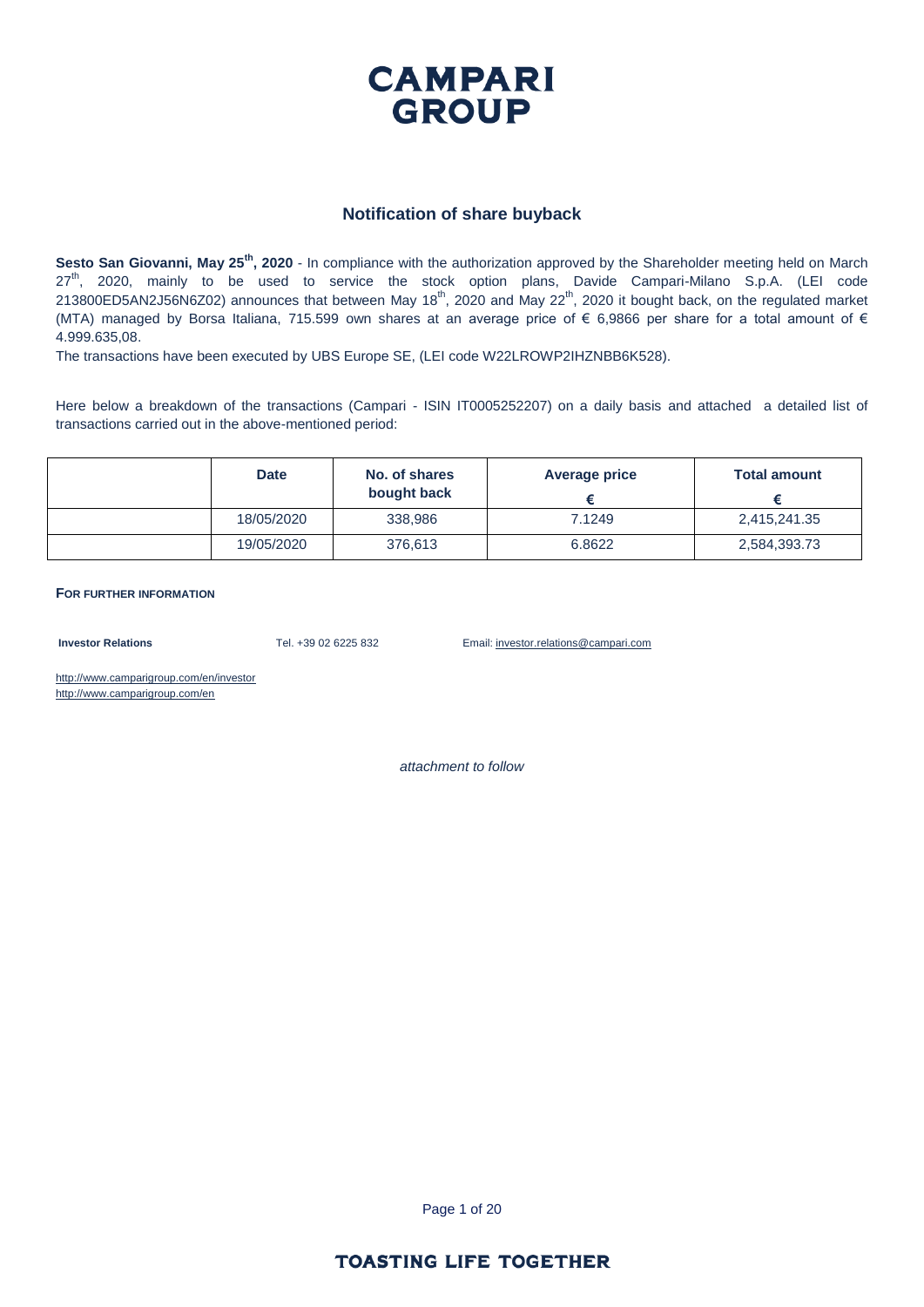# CAMPARI GROUP

## Notification of share buyback

**Sesto San Giovanni, May 25th, 2020** - In compliance with the authorization approved by the Shareholder meeting held on March 27th, 2020, mainly to be used to service the stock option plans, Davide Campari-Milano S.p.A. (LEI code 213800ED5AN2J56N6Z02) announces that between May 18th, 2020 and May 22th, 2020 it bought back, on the regulated market (MTA) managed by Borsa Italiana, 715.599 own shares at an average price of € 6,9866 per share for a total amount of € 4.999.635,08.

The transactions have been executed by UBS Europe SE, (LEI code W22LROWP2IHZNBB6K528).

Here below a breakdown of the transactions (Campari - ISIN IT0005252207) on a daily basis and attached a detailed list of transactions carried out in the above-mentioned period:

| | Date | No. of shares bought back | Average price € | Total amount € |
|---|---|---|---|---|
| | 18/05/2020 | 338,986 | 7.1249 | 2,415,241.35 |
| | 19/05/2020 | 376,613 | 6.8622 | 2,584,393.73 |

**FOR FURTHER INFORMATION**

**Investor Relations** Tel. +39 02 6225 832 Email: investor.relations@campari.com

http://www.camparigroup.com/en/investor
http://www.camparigroup.com/en

*attachment to follow*

**TOASTING LIFE TOGETHER**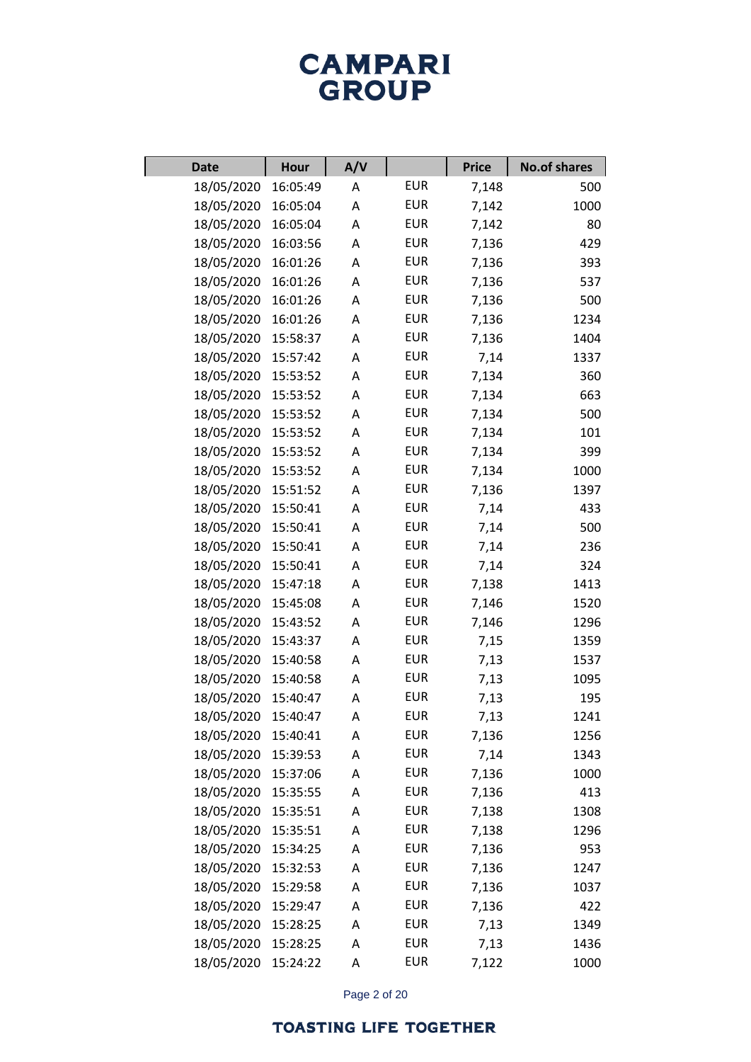| Date | Hour | A/V | | Price | No.of shares |
|---|---|---|---|---|---|
| 18/05/2020 | 16:05:49 | A | EUR | 7,148 | 500 |
| 18/05/2020 | 16:05:04 | A | EUR | 7,142 | 1000 |
| 18/05/2020 | 16:05:04 | A | EUR | 7,142 | 80 |
| 18/05/2020 | 16:03:56 | A | EUR | 7,136 | 429 |
| 18/05/2020 | 16:01:26 | A | EUR | 7,136 | 393 |
| 18/05/2020 | 16:01:26 | A | EUR | 7,136 | 537 |
| 18/05/2020 | 16:01:26 | A | EUR | 7,136 | 500 |
| 18/05/2020 | 16:01:26 | A | EUR | 7,136 | 1234 |
| 18/05/2020 | 15:58:37 | A | EUR | 7,136 | 1404 |
| 18/05/2020 | 15:57:42 | A | EUR | 7,14 | 1337 |
| 18/05/2020 | 15:53:52 | A | EUR | 7,134 | 360 |
| 18/05/2020 | 15:53:52 | A | EUR | 7,134 | 663 |
| 18/05/2020 | 15:53:52 | A | EUR | 7,134 | 500 |
| 18/05/2020 | 15:53:52 | A | EUR | 7,134 | 101 |
| 18/05/2020 | 15:53:52 | A | EUR | 7,134 | 399 |
| 18/05/2020 | 15:53:52 | A | EUR | 7,134 | 1000 |
| 18/05/2020 | 15:51:52 | A | EUR | 7,136 | 1397 |
| 18/05/2020 | 15:50:41 | A | EUR | 7,14 | 433 |
| 18/05/2020 | 15:50:41 | A | EUR | 7,14 | 500 |
| 18/05/2020 | 15:50:41 | A | EUR | 7,14 | 236 |
| 18/05/2020 | 15:50:41 | A | EUR | 7,14 | 324 |
| 18/05/2020 | 15:47:18 | A | EUR | 7,138 | 1413 |
| 18/05/2020 | 15:45:08 | A | EUR | 7,146 | 1520 |
| 18/05/2020 | 15:43:52 | A | EUR | 7,146 | 1296 |
| 18/05/2020 | 15:43:37 | A | EUR | 7,15 | 1359 |
| 18/05/2020 | 15:40:58 | A | EUR | 7,13 | 1537 |
| 18/05/2020 | 15:40:58 | A | EUR | 7,13 | 1095 |
| 18/05/2020 | 15:40:47 | A | EUR | 7,13 | 195 |
| 18/05/2020 | 15:40:47 | A | EUR | 7,13 | 1241 |
| 18/05/2020 | 15:40:41 | A | EUR | 7,136 | 1256 |
| 18/05/2020 | 15:39:53 | A | EUR | 7,14 | 1343 |
| 18/05/2020 | 15:37:06 | A | EUR | 7,136 | 1000 |
| 18/05/2020 | 15:35:55 | A | EUR | 7,136 | 413 |
| 18/05/2020 | 15:35:51 | A | EUR | 7,138 | 1308 |
| 18/05/2020 | 15:35:51 | A | EUR | 7,138 | 1296 |
| 18/05/2020 | 15:34:25 | A | EUR | 7,136 | 953 |
| 18/05/2020 | 15:32:53 | A | EUR | 7,136 | 1247 |
| 18/05/2020 | 15:29:58 | A | EUR | 7,136 | 1037 |
| 18/05/2020 | 15:29:47 | A | EUR | 7,136 | 422 |
| 18/05/2020 | 15:28:25 | A | EUR | 7,13 | 1349 |
| 18/05/2020 | 15:28:25 | A | EUR | 7,13 | 1436 |
| 18/05/2020 | 15:24:22 | A | EUR | 7,122 | 1000 |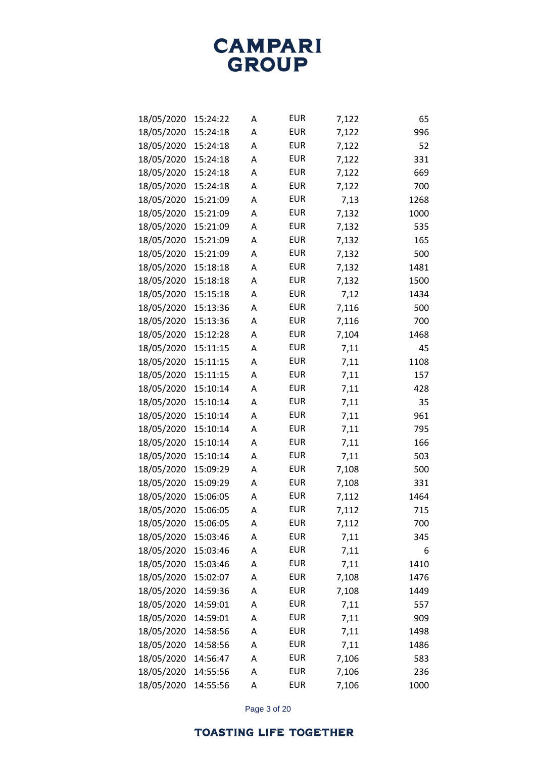| | | | | | |
|---|---|---|---|---|---|
| 18/05/2020 | 15:24:22 | A | EUR | 7,122 | 65 |
| 18/05/2020 | 15:24:18 | A | EUR | 7,122 | 996 |
| 18/05/2020 | 15:24:18 | A | EUR | 7,122 | 52 |
| 18/05/2020 | 15:24:18 | A | EUR | 7,122 | 331 |
| 18/05/2020 | 15:24:18 | A | EUR | 7,122 | 669 |
| 18/05/2020 | 15:24:18 | A | EUR | 7,122 | 700 |
| 18/05/2020 | 15:21:09 | A | EUR | 7,13 | 1268 |
| 18/05/2020 | 15:21:09 | A | EUR | 7,132 | 1000 |
| 18/05/2020 | 15:21:09 | A | EUR | 7,132 | 535 |
| 18/05/2020 | 15:21:09 | A | EUR | 7,132 | 165 |
| 18/05/2020 | 15:21:09 | A | EUR | 7,132 | 500 |
| 18/05/2020 | 15:18:18 | A | EUR | 7,132 | 1481 |
| 18/05/2020 | 15:18:18 | A | EUR | 7,132 | 1500 |
| 18/05/2020 | 15:15:18 | A | EUR | 7,12 | 1434 |
| 18/05/2020 | 15:13:36 | A | EUR | 7,116 | 500 |
| 18/05/2020 | 15:13:36 | A | EUR | 7,116 | 700 |
| 18/05/2020 | 15:12:28 | A | EUR | 7,104 | 1468 |
| 18/05/2020 | 15:11:15 | A | EUR | 7,11 | 45 |
| 18/05/2020 | 15:11:15 | A | EUR | 7,11 | 1108 |
| 18/05/2020 | 15:11:15 | A | EUR | 7,11 | 157 |
| 18/05/2020 | 15:10:14 | A | EUR | 7,11 | 428 |
| 18/05/2020 | 15:10:14 | A | EUR | 7,11 | 35 |
| 18/05/2020 | 15:10:14 | A | EUR | 7,11 | 961 |
| 18/05/2020 | 15:10:14 | A | EUR | 7,11 | 795 |
| 18/05/2020 | 15:10:14 | A | EUR | 7,11 | 166 |
| 18/05/2020 | 15:10:14 | A | EUR | 7,11 | 503 |
| 18/05/2020 | 15:09:29 | A | EUR | 7,108 | 500 |
| 18/05/2020 | 15:09:29 | A | EUR | 7,108 | 331 |
| 18/05/2020 | 15:06:05 | A | EUR | 7,112 | 1464 |
| 18/05/2020 | 15:06:05 | A | EUR | 7,112 | 715 |
| 18/05/2020 | 15:06:05 | A | EUR | 7,112 | 700 |
| 18/05/2020 | 15:03:46 | A | EUR | 7,11 | 345 |
| 18/05/2020 | 15:03:46 | A | EUR | 7,11 | 6 |
| 18/05/2020 | 15:03:46 | A | EUR | 7,11 | 1410 |
| 18/05/2020 | 15:02:07 | A | EUR | 7,108 | 1476 |
| 18/05/2020 | 14:59:36 | A | EUR | 7,108 | 1449 |
| 18/05/2020 | 14:59:01 | A | EUR | 7,11 | 557 |
| 18/05/2020 | 14:59:01 | A | EUR | 7,11 | 909 |
| 18/05/2020 | 14:58:56 | A | EUR | 7,11 | 1498 |
| 18/05/2020 | 14:58:56 | A | EUR | 7,11 | 1486 |
| 18/05/2020 | 14:56:47 | A | EUR | 7,106 | 583 |
| 18/05/2020 | 14:55:56 | A | EUR | 7,106 | 236 |
| 18/05/2020 | 14:55:56 | A | EUR | 7,106 | 1000 |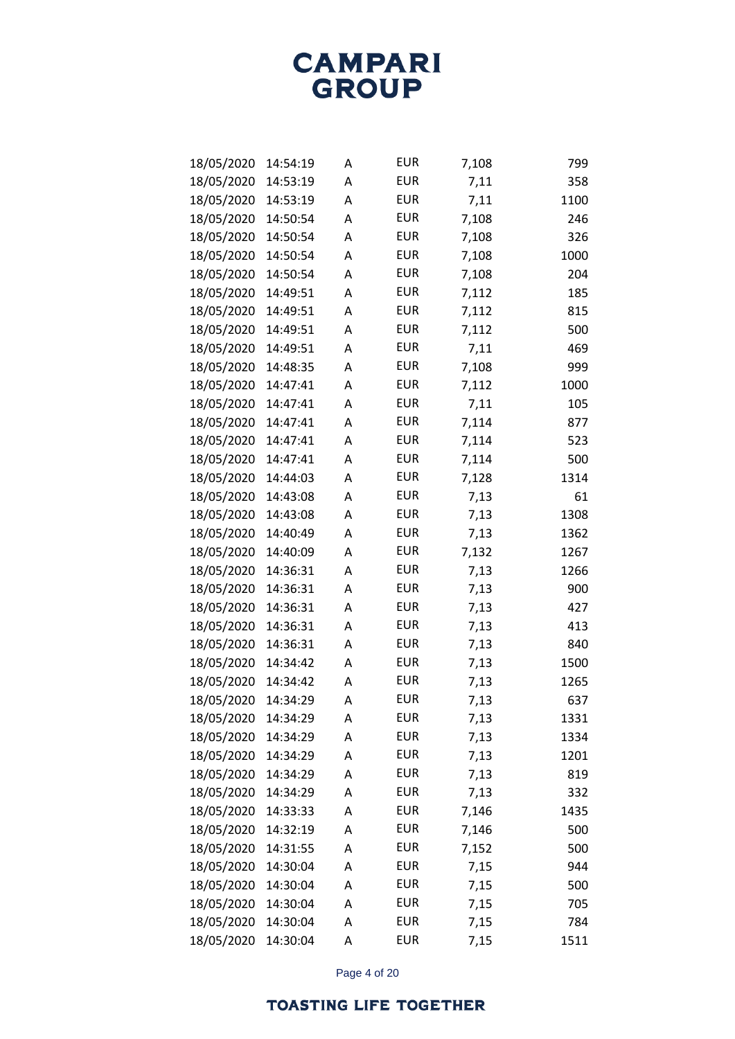| | | | | | |
|---|---|---|---|---|---|
| 18/05/2020 | 14:54:19 | A | EUR | 7,108 | 799 |
| 18/05/2020 | 14:53:19 | A | EUR | 7,11 | 358 |
| 18/05/2020 | 14:53:19 | A | EUR | 7,11 | 1100 |
| 18/05/2020 | 14:50:54 | A | EUR | 7,108 | 246 |
| 18/05/2020 | 14:50:54 | A | EUR | 7,108 | 326 |
| 18/05/2020 | 14:50:54 | A | EUR | 7,108 | 1000 |
| 18/05/2020 | 14:50:54 | A | EUR | 7,108 | 204 |
| 18/05/2020 | 14:49:51 | A | EUR | 7,112 | 185 |
| 18/05/2020 | 14:49:51 | A | EUR | 7,112 | 815 |
| 18/05/2020 | 14:49:51 | A | EUR | 7,112 | 500 |
| 18/05/2020 | 14:49:51 | A | EUR | 7,11 | 469 |
| 18/05/2020 | 14:48:35 | A | EUR | 7,108 | 999 |
| 18/05/2020 | 14:47:41 | A | EUR | 7,112 | 1000 |
| 18/05/2020 | 14:47:41 | A | EUR | 7,11 | 105 |
| 18/05/2020 | 14:47:41 | A | EUR | 7,114 | 877 |
| 18/05/2020 | 14:47:41 | A | EUR | 7,114 | 523 |
| 18/05/2020 | 14:47:41 | A | EUR | 7,114 | 500 |
| 18/05/2020 | 14:44:03 | A | EUR | 7,128 | 1314 |
| 18/05/2020 | 14:43:08 | A | EUR | 7,13 | 61 |
| 18/05/2020 | 14:43:08 | A | EUR | 7,13 | 1308 |
| 18/05/2020 | 14:40:49 | A | EUR | 7,13 | 1362 |
| 18/05/2020 | 14:40:09 | A | EUR | 7,132 | 1267 |
| 18/05/2020 | 14:36:31 | A | EUR | 7,13 | 1266 |
| 18/05/2020 | 14:36:31 | A | EUR | 7,13 | 900 |
| 18/05/2020 | 14:36:31 | A | EUR | 7,13 | 427 |
| 18/05/2020 | 14:36:31 | A | EUR | 7,13 | 413 |
| 18/05/2020 | 14:36:31 | A | EUR | 7,13 | 840 |
| 18/05/2020 | 14:34:42 | A | EUR | 7,13 | 1500 |
| 18/05/2020 | 14:34:42 | A | EUR | 7,13 | 1265 |
| 18/05/2020 | 14:34:29 | A | EUR | 7,13 | 637 |
| 18/05/2020 | 14:34:29 | A | EUR | 7,13 | 1331 |
| 18/05/2020 | 14:34:29 | A | EUR | 7,13 | 1334 |
| 18/05/2020 | 14:34:29 | A | EUR | 7,13 | 1201 |
| 18/05/2020 | 14:34:29 | A | EUR | 7,13 | 819 |
| 18/05/2020 | 14:34:29 | A | EUR | 7,13 | 332 |
| 18/05/2020 | 14:33:33 | A | EUR | 7,146 | 1435 |
| 18/05/2020 | 14:32:19 | A | EUR | 7,146 | 500 |
| 18/05/2020 | 14:31:55 | A | EUR | 7,152 | 500 |
| 18/05/2020 | 14:30:04 | A | EUR | 7,15 | 944 |
| 18/05/2020 | 14:30:04 | A | EUR | 7,15 | 500 |
| 18/05/2020 | 14:30:04 | A | EUR | 7,15 | 705 |
| 18/05/2020 | 14:30:04 | A | EUR | 7,15 | 784 |
| 18/05/2020 | 14:30:04 | A | EUR | 7,15 | 1511 |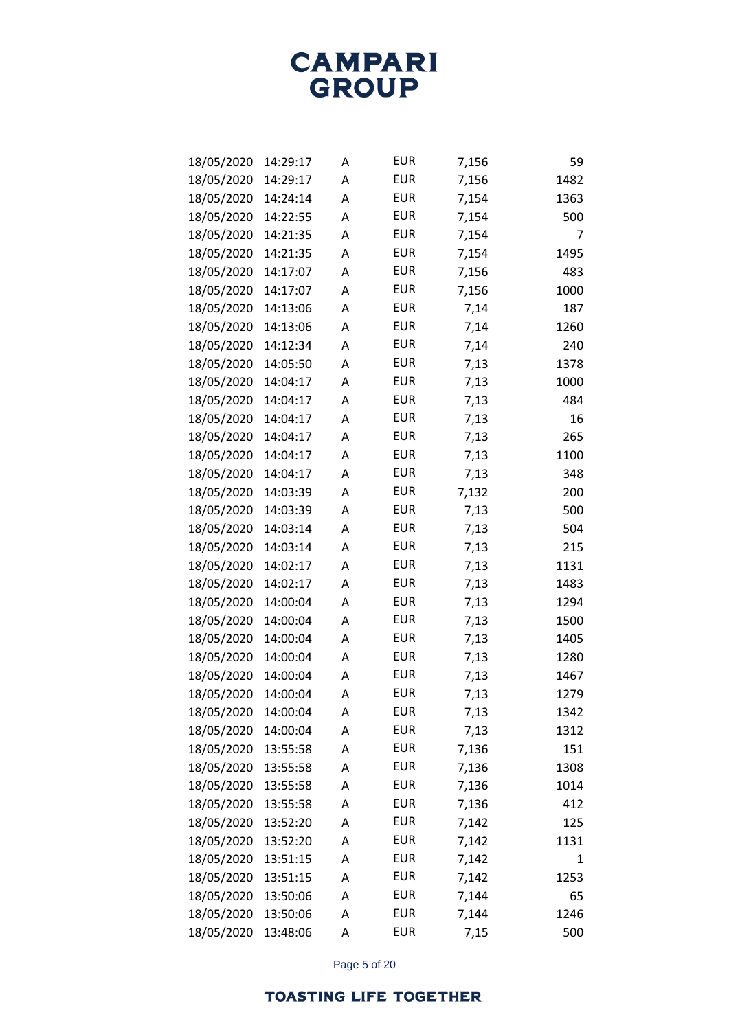| | | | | | |
|---|---|---|---|---|---|
| 18/05/2020 | 14:29:17 | A | EUR | 7,156 | 59 |
| 18/05/2020 | 14:29:17 | A | EUR | 7,156 | 1482 |
| 18/05/2020 | 14:24:14 | A | EUR | 7,154 | 1363 |
| 18/05/2020 | 14:22:55 | A | EUR | 7,154 | 500 |
| 18/05/2020 | 14:21:35 | A | EUR | 7,154 | 7 |
| 18/05/2020 | 14:21:35 | A | EUR | 7,154 | 1495 |
| 18/05/2020 | 14:17:07 | A | EUR | 7,156 | 483 |
| 18/05/2020 | 14:17:07 | A | EUR | 7,156 | 1000 |
| 18/05/2020 | 14:13:06 | A | EUR | 7,14 | 187 |
| 18/05/2020 | 14:13:06 | A | EUR | 7,14 | 1260 |
| 18/05/2020 | 14:12:34 | A | EUR | 7,14 | 240 |
| 18/05/2020 | 14:05:50 | A | EUR | 7,13 | 1378 |
| 18/05/2020 | 14:04:17 | A | EUR | 7,13 | 1000 |
| 18/05/2020 | 14:04:17 | A | EUR | 7,13 | 484 |
| 18/05/2020 | 14:04:17 | A | EUR | 7,13 | 16 |
| 18/05/2020 | 14:04:17 | A | EUR | 7,13 | 265 |
| 18/05/2020 | 14:04:17 | A | EUR | 7,13 | 1100 |
| 18/05/2020 | 14:04:17 | A | EUR | 7,13 | 348 |
| 18/05/2020 | 14:03:39 | A | EUR | 7,132 | 200 |
| 18/05/2020 | 14:03:39 | A | EUR | 7,13 | 500 |
| 18/05/2020 | 14:03:14 | A | EUR | 7,13 | 504 |
| 18/05/2020 | 14:03:14 | A | EUR | 7,13 | 215 |
| 18/05/2020 | 14:02:17 | A | EUR | 7,13 | 1131 |
| 18/05/2020 | 14:02:17 | A | EUR | 7,13 | 1483 |
| 18/05/2020 | 14:00:04 | A | EUR | 7,13 | 1294 |
| 18/05/2020 | 14:00:04 | A | EUR | 7,13 | 1500 |
| 18/05/2020 | 14:00:04 | A | EUR | 7,13 | 1405 |
| 18/05/2020 | 14:00:04 | A | EUR | 7,13 | 1280 |
| 18/05/2020 | 14:00:04 | A | EUR | 7,13 | 1467 |
| 18/05/2020 | 14:00:04 | A | EUR | 7,13 | 1279 |
| 18/05/2020 | 14:00:04 | A | EUR | 7,13 | 1342 |
| 18/05/2020 | 14:00:04 | A | EUR | 7,13 | 1312 |
| 18/05/2020 | 13:55:58 | A | EUR | 7,136 | 151 |
| 18/05/2020 | 13:55:58 | A | EUR | 7,136 | 1308 |
| 18/05/2020 | 13:55:58 | A | EUR | 7,136 | 1014 |
| 18/05/2020 | 13:55:58 | A | EUR | 7,136 | 412 |
| 18/05/2020 | 13:52:20 | A | EUR | 7,142 | 125 |
| 18/05/2020 | 13:52:20 | A | EUR | 7,142 | 1131 |
| 18/05/2020 | 13:51:15 | A | EUR | 7,142 | 1 |
| 18/05/2020 | 13:51:15 | A | EUR | 7,142 | 1253 |
| 18/05/2020 | 13:50:06 | A | EUR | 7,144 | 65 |
| 18/05/2020 | 13:50:06 | A | EUR | 7,144 | 1246 |
| 18/05/2020 | 13:48:06 | A | EUR | 7,15 | 500 |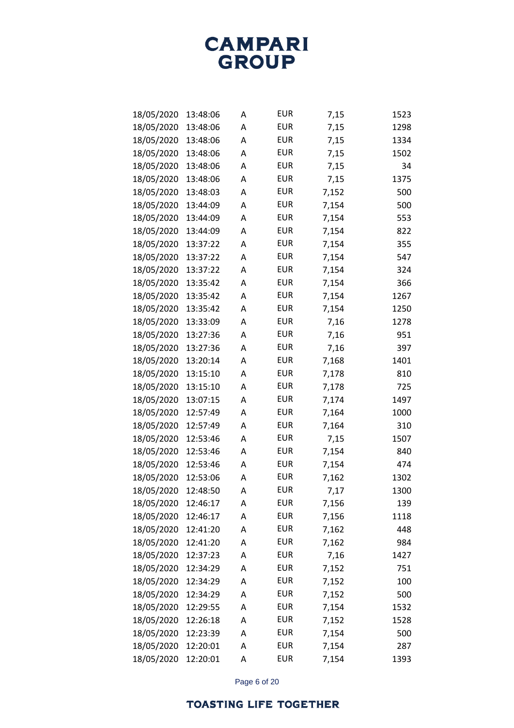| | | | | | |
|---|---|---|---|---|---|
| 18/05/2020 | 13:48:06 | A | EUR | 7,15 | 1523 |
| 18/05/2020 | 13:48:06 | A | EUR | 7,15 | 1298 |
| 18/05/2020 | 13:48:06 | A | EUR | 7,15 | 1334 |
| 18/05/2020 | 13:48:06 | A | EUR | 7,15 | 1502 |
| 18/05/2020 | 13:48:06 | A | EUR | 7,15 | 34 |
| 18/05/2020 | 13:48:06 | A | EUR | 7,15 | 1375 |
| 18/05/2020 | 13:48:03 | A | EUR | 7,152 | 500 |
| 18/05/2020 | 13:44:09 | A | EUR | 7,154 | 500 |
| 18/05/2020 | 13:44:09 | A | EUR | 7,154 | 553 |
| 18/05/2020 | 13:44:09 | A | EUR | 7,154 | 822 |
| 18/05/2020 | 13:37:22 | A | EUR | 7,154 | 355 |
| 18/05/2020 | 13:37:22 | A | EUR | 7,154 | 547 |
| 18/05/2020 | 13:37:22 | A | EUR | 7,154 | 324 |
| 18/05/2020 | 13:35:42 | A | EUR | 7,154 | 366 |
| 18/05/2020 | 13:35:42 | A | EUR | 7,154 | 1267 |
| 18/05/2020 | 13:35:42 | A | EUR | 7,154 | 1250 |
| 18/05/2020 | 13:33:09 | A | EUR | 7,16 | 1278 |
| 18/05/2020 | 13:27:36 | A | EUR | 7,16 | 951 |
| 18/05/2020 | 13:27:36 | A | EUR | 7,16 | 397 |
| 18/05/2020 | 13:20:14 | A | EUR | 7,168 | 1401 |
| 18/05/2020 | 13:15:10 | A | EUR | 7,178 | 810 |
| 18/05/2020 | 13:15:10 | A | EUR | 7,178 | 725 |
| 18/05/2020 | 13:07:15 | A | EUR | 7,174 | 1497 |
| 18/05/2020 | 12:57:49 | A | EUR | 7,164 | 1000 |
| 18/05/2020 | 12:57:49 | A | EUR | 7,164 | 310 |
| 18/05/2020 | 12:53:46 | A | EUR | 7,15 | 1507 |
| 18/05/2020 | 12:53:46 | A | EUR | 7,154 | 840 |
| 18/05/2020 | 12:53:46 | A | EUR | 7,154 | 474 |
| 18/05/2020 | 12:53:06 | A | EUR | 7,162 | 1302 |
| 18/05/2020 | 12:48:50 | A | EUR | 7,17 | 1300 |
| 18/05/2020 | 12:46:17 | A | EUR | 7,156 | 139 |
| 18/05/2020 | 12:46:17 | A | EUR | 7,156 | 1118 |
| 18/05/2020 | 12:41:20 | A | EUR | 7,162 | 448 |
| 18/05/2020 | 12:41:20 | A | EUR | 7,162 | 984 |
| 18/05/2020 | 12:37:23 | A | EUR | 7,16 | 1427 |
| 18/05/2020 | 12:34:29 | A | EUR | 7,152 | 751 |
| 18/05/2020 | 12:34:29 | A | EUR | 7,152 | 100 |
| 18/05/2020 | 12:34:29 | A | EUR | 7,152 | 500 |
| 18/05/2020 | 12:29:55 | A | EUR | 7,154 | 1532 |
| 18/05/2020 | 12:26:18 | A | EUR | 7,152 | 1528 |
| 18/05/2020 | 12:23:39 | A | EUR | 7,154 | 500 |
| 18/05/2020 | 12:20:01 | A | EUR | 7,154 | 287 |
| 18/05/2020 | 12:20:01 | A | EUR | 7,154 | 1393 |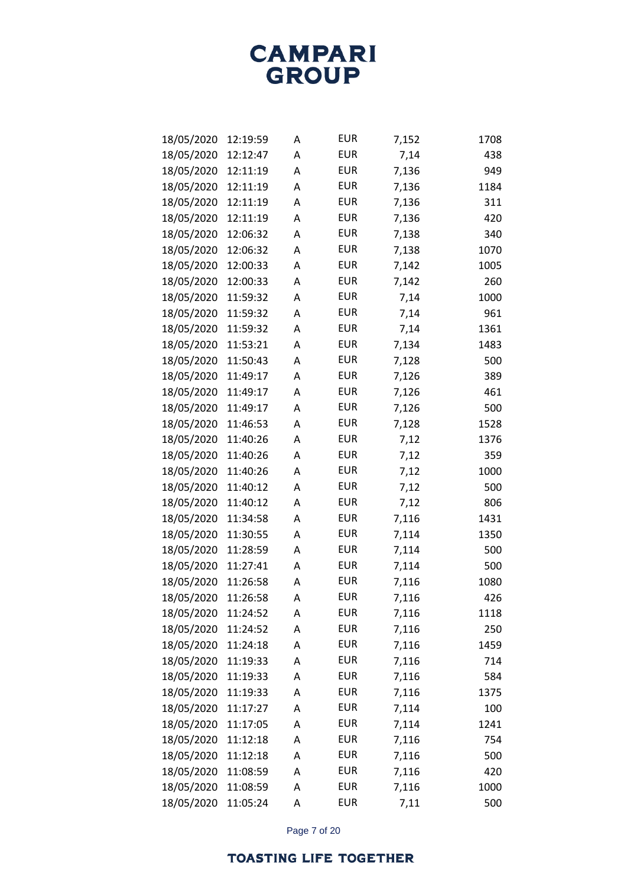| | | | | | |
|---|---|---|---|---|---|
| 18/05/2020 | 12:19:59 | A | EUR | 7,152 | 1708 |
| 18/05/2020 | 12:12:47 | A | EUR | 7,14 | 438 |
| 18/05/2020 | 12:11:19 | A | EUR | 7,136 | 949 |
| 18/05/2020 | 12:11:19 | A | EUR | 7,136 | 1184 |
| 18/05/2020 | 12:11:19 | A | EUR | 7,136 | 311 |
| 18/05/2020 | 12:11:19 | A | EUR | 7,136 | 420 |
| 18/05/2020 | 12:06:32 | A | EUR | 7,138 | 340 |
| 18/05/2020 | 12:06:32 | A | EUR | 7,138 | 1070 |
| 18/05/2020 | 12:00:33 | A | EUR | 7,142 | 1005 |
| 18/05/2020 | 12:00:33 | A | EUR | 7,142 | 260 |
| 18/05/2020 | 11:59:32 | A | EUR | 7,14 | 1000 |
| 18/05/2020 | 11:59:32 | A | EUR | 7,14 | 961 |
| 18/05/2020 | 11:59:32 | A | EUR | 7,14 | 1361 |
| 18/05/2020 | 11:53:21 | A | EUR | 7,134 | 1483 |
| 18/05/2020 | 11:50:43 | A | EUR | 7,128 | 500 |
| 18/05/2020 | 11:49:17 | A | EUR | 7,126 | 389 |
| 18/05/2020 | 11:49:17 | A | EUR | 7,126 | 461 |
| 18/05/2020 | 11:49:17 | A | EUR | 7,126 | 500 |
| 18/05/2020 | 11:46:53 | A | EUR | 7,128 | 1528 |
| 18/05/2020 | 11:40:26 | A | EUR | 7,12 | 1376 |
| 18/05/2020 | 11:40:26 | A | EUR | 7,12 | 359 |
| 18/05/2020 | 11:40:26 | A | EUR | 7,12 | 1000 |
| 18/05/2020 | 11:40:12 | A | EUR | 7,12 | 500 |
| 18/05/2020 | 11:40:12 | A | EUR | 7,12 | 806 |
| 18/05/2020 | 11:34:58 | A | EUR | 7,116 | 1431 |
| 18/05/2020 | 11:30:55 | A | EUR | 7,114 | 1350 |
| 18/05/2020 | 11:28:59 | A | EUR | 7,114 | 500 |
| 18/05/2020 | 11:27:41 | A | EUR | 7,114 | 500 |
| 18/05/2020 | 11:26:58 | A | EUR | 7,116 | 1080 |
| 18/05/2020 | 11:26:58 | A | EUR | 7,116 | 426 |
| 18/05/2020 | 11:24:52 | A | EUR | 7,116 | 1118 |
| 18/05/2020 | 11:24:52 | A | EUR | 7,116 | 250 |
| 18/05/2020 | 11:24:18 | A | EUR | 7,116 | 1459 |
| 18/05/2020 | 11:19:33 | A | EUR | 7,116 | 714 |
| 18/05/2020 | 11:19:33 | A | EUR | 7,116 | 584 |
| 18/05/2020 | 11:19:33 | A | EUR | 7,116 | 1375 |
| 18/05/2020 | 11:17:27 | A | EUR | 7,114 | 100 |
| 18/05/2020 | 11:17:05 | A | EUR | 7,114 | 1241 |
| 18/05/2020 | 11:12:18 | A | EUR | 7,116 | 754 |
| 18/05/2020 | 11:12:18 | A | EUR | 7,116 | 500 |
| 18/05/2020 | 11:08:59 | A | EUR | 7,116 | 420 |
| 18/05/2020 | 11:08:59 | A | EUR | 7,116 | 1000 |
| 18/05/2020 | 11:05:24 | A | EUR | 7,11 | 500 |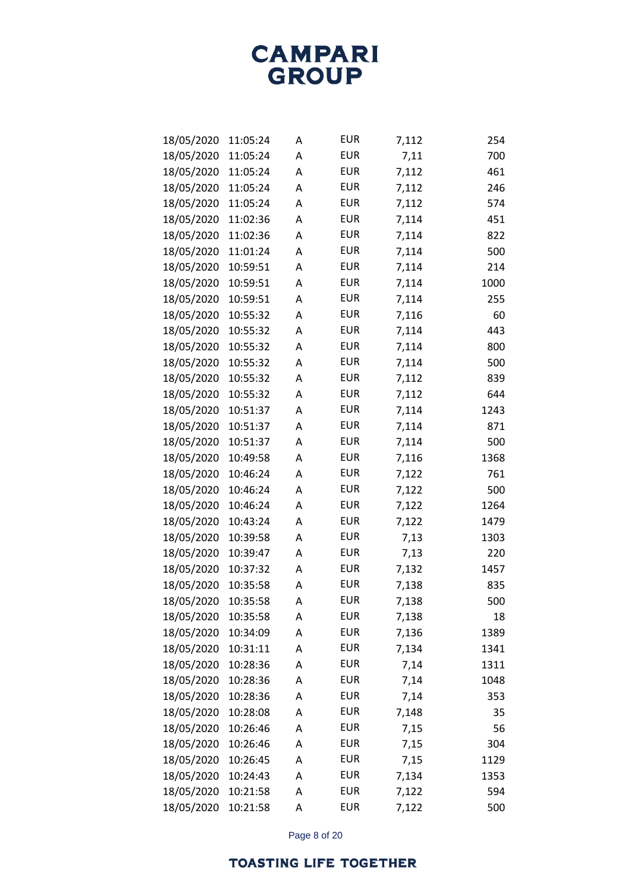| | | | | | |
|---|---|---|---|---|---|
| 18/05/2020 | 11:05:24 | A | EUR | 7,112 | 254 |
| 18/05/2020 | 11:05:24 | A | EUR | 7,11 | 700 |
| 18/05/2020 | 11:05:24 | A | EUR | 7,112 | 461 |
| 18/05/2020 | 11:05:24 | A | EUR | 7,112 | 246 |
| 18/05/2020 | 11:05:24 | A | EUR | 7,112 | 574 |
| 18/05/2020 | 11:02:36 | A | EUR | 7,114 | 451 |
| 18/05/2020 | 11:02:36 | A | EUR | 7,114 | 822 |
| 18/05/2020 | 11:01:24 | A | EUR | 7,114 | 500 |
| 18/05/2020 | 10:59:51 | A | EUR | 7,114 | 214 |
| 18/05/2020 | 10:59:51 | A | EUR | 7,114 | 1000 |
| 18/05/2020 | 10:59:51 | A | EUR | 7,114 | 255 |
| 18/05/2020 | 10:55:32 | A | EUR | 7,116 | 60 |
| 18/05/2020 | 10:55:32 | A | EUR | 7,114 | 443 |
| 18/05/2020 | 10:55:32 | A | EUR | 7,114 | 800 |
| 18/05/2020 | 10:55:32 | A | EUR | 7,114 | 500 |
| 18/05/2020 | 10:55:32 | A | EUR | 7,112 | 839 |
| 18/05/2020 | 10:55:32 | A | EUR | 7,112 | 644 |
| 18/05/2020 | 10:51:37 | A | EUR | 7,114 | 1243 |
| 18/05/2020 | 10:51:37 | A | EUR | 7,114 | 871 |
| 18/05/2020 | 10:51:37 | A | EUR | 7,114 | 500 |
| 18/05/2020 | 10:49:58 | A | EUR | 7,116 | 1368 |
| 18/05/2020 | 10:46:24 | A | EUR | 7,122 | 761 |
| 18/05/2020 | 10:46:24 | A | EUR | 7,122 | 500 |
| 18/05/2020 | 10:46:24 | A | EUR | 7,122 | 1264 |
| 18/05/2020 | 10:43:24 | A | EUR | 7,122 | 1479 |
| 18/05/2020 | 10:39:58 | A | EUR | 7,13 | 1303 |
| 18/05/2020 | 10:39:47 | A | EUR | 7,13 | 220 |
| 18/05/2020 | 10:37:32 | A | EUR | 7,132 | 1457 |
| 18/05/2020 | 10:35:58 | A | EUR | 7,138 | 835 |
| 18/05/2020 | 10:35:58 | A | EUR | 7,138 | 500 |
| 18/05/2020 | 10:35:58 | A | EUR | 7,138 | 18 |
| 18/05/2020 | 10:34:09 | A | EUR | 7,136 | 1389 |
| 18/05/2020 | 10:31:11 | A | EUR | 7,134 | 1341 |
| 18/05/2020 | 10:28:36 | A | EUR | 7,14 | 1311 |
| 18/05/2020 | 10:28:36 | A | EUR | 7,14 | 1048 |
| 18/05/2020 | 10:28:36 | A | EUR | 7,14 | 353 |
| 18/05/2020 | 10:28:08 | A | EUR | 7,148 | 35 |
| 18/05/2020 | 10:26:46 | A | EUR | 7,15 | 56 |
| 18/05/2020 | 10:26:46 | A | EUR | 7,15 | 304 |
| 18/05/2020 | 10:26:45 | A | EUR | 7,15 | 1129 |
| 18/05/2020 | 10:24:43 | A | EUR | 7,134 | 1353 |
| 18/05/2020 | 10:21:58 | A | EUR | 7,122 | 594 |
| 18/05/2020 | 10:21:58 | A | EUR | 7,122 | 500 |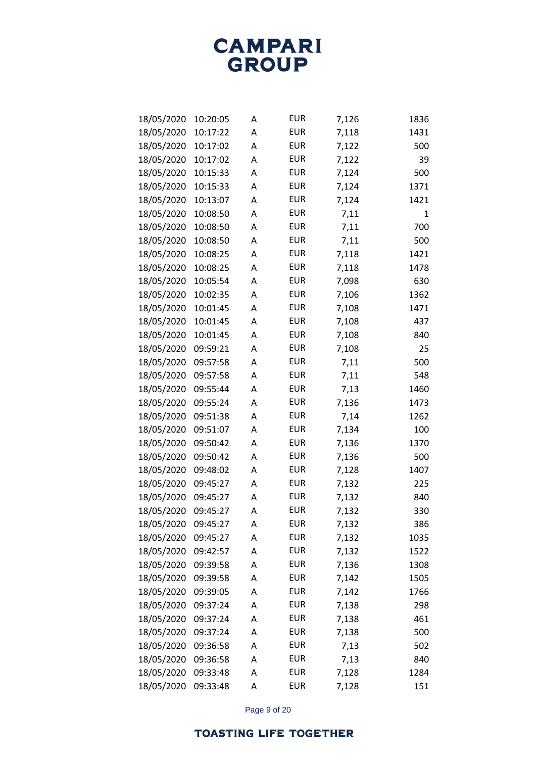| | | | | | |
|---|---|---|---|---|---|
| 18/05/2020 | 10:20:05 | A | EUR | 7,126 | 1836 |
| 18/05/2020 | 10:17:22 | A | EUR | 7,118 | 1431 |
| 18/05/2020 | 10:17:02 | A | EUR | 7,122 | 500 |
| 18/05/2020 | 10:17:02 | A | EUR | 7,122 | 39 |
| 18/05/2020 | 10:15:33 | A | EUR | 7,124 | 500 |
| 18/05/2020 | 10:15:33 | A | EUR | 7,124 | 1371 |
| 18/05/2020 | 10:13:07 | A | EUR | 7,124 | 1421 |
| 18/05/2020 | 10:08:50 | A | EUR | 7,11 | 1 |
| 18/05/2020 | 10:08:50 | A | EUR | 7,11 | 700 |
| 18/05/2020 | 10:08:50 | A | EUR | 7,11 | 500 |
| 18/05/2020 | 10:08:25 | A | EUR | 7,118 | 1421 |
| 18/05/2020 | 10:08:25 | A | EUR | 7,118 | 1478 |
| 18/05/2020 | 10:05:54 | A | EUR | 7,098 | 630 |
| 18/05/2020 | 10:02:35 | A | EUR | 7,106 | 1362 |
| 18/05/2020 | 10:01:45 | A | EUR | 7,108 | 1471 |
| 18/05/2020 | 10:01:45 | A | EUR | 7,108 | 437 |
| 18/05/2020 | 10:01:45 | A | EUR | 7,108 | 840 |
| 18/05/2020 | 09:59:21 | A | EUR | 7,108 | 25 |
| 18/05/2020 | 09:57:58 | A | EUR | 7,11 | 500 |
| 18/05/2020 | 09:57:58 | A | EUR | 7,11 | 548 |
| 18/05/2020 | 09:55:44 | A | EUR | 7,13 | 1460 |
| 18/05/2020 | 09:55:24 | A | EUR | 7,136 | 1473 |
| 18/05/2020 | 09:51:38 | A | EUR | 7,14 | 1262 |
| 18/05/2020 | 09:51:07 | A | EUR | 7,134 | 100 |
| 18/05/2020 | 09:50:42 | A | EUR | 7,136 | 1370 |
| 18/05/2020 | 09:50:42 | A | EUR | 7,136 | 500 |
| 18/05/2020 | 09:48:02 | A | EUR | 7,128 | 1407 |
| 18/05/2020 | 09:45:27 | A | EUR | 7,132 | 225 |
| 18/05/2020 | 09:45:27 | A | EUR | 7,132 | 840 |
| 18/05/2020 | 09:45:27 | A | EUR | 7,132 | 330 |
| 18/05/2020 | 09:45:27 | A | EUR | 7,132 | 386 |
| 18/05/2020 | 09:45:27 | A | EUR | 7,132 | 1035 |
| 18/05/2020 | 09:42:57 | A | EUR | 7,132 | 1522 |
| 18/05/2020 | 09:39:58 | A | EUR | 7,136 | 1308 |
| 18/05/2020 | 09:39:58 | A | EUR | 7,142 | 1505 |
| 18/05/2020 | 09:39:05 | A | EUR | 7,142 | 1766 |
| 18/05/2020 | 09:37:24 | A | EUR | 7,138 | 298 |
| 18/05/2020 | 09:37:24 | A | EUR | 7,138 | 461 |
| 18/05/2020 | 09:37:24 | A | EUR | 7,138 | 500 |
| 18/05/2020 | 09:36:58 | A | EUR | 7,13 | 502 |
| 18/05/2020 | 09:36:58 | A | EUR | 7,13 | 840 |
| 18/05/2020 | 09:33:48 | A | EUR | 7,128 | 1284 |
| 18/05/2020 | 09:33:48 | A | EUR | 7,128 | 151 |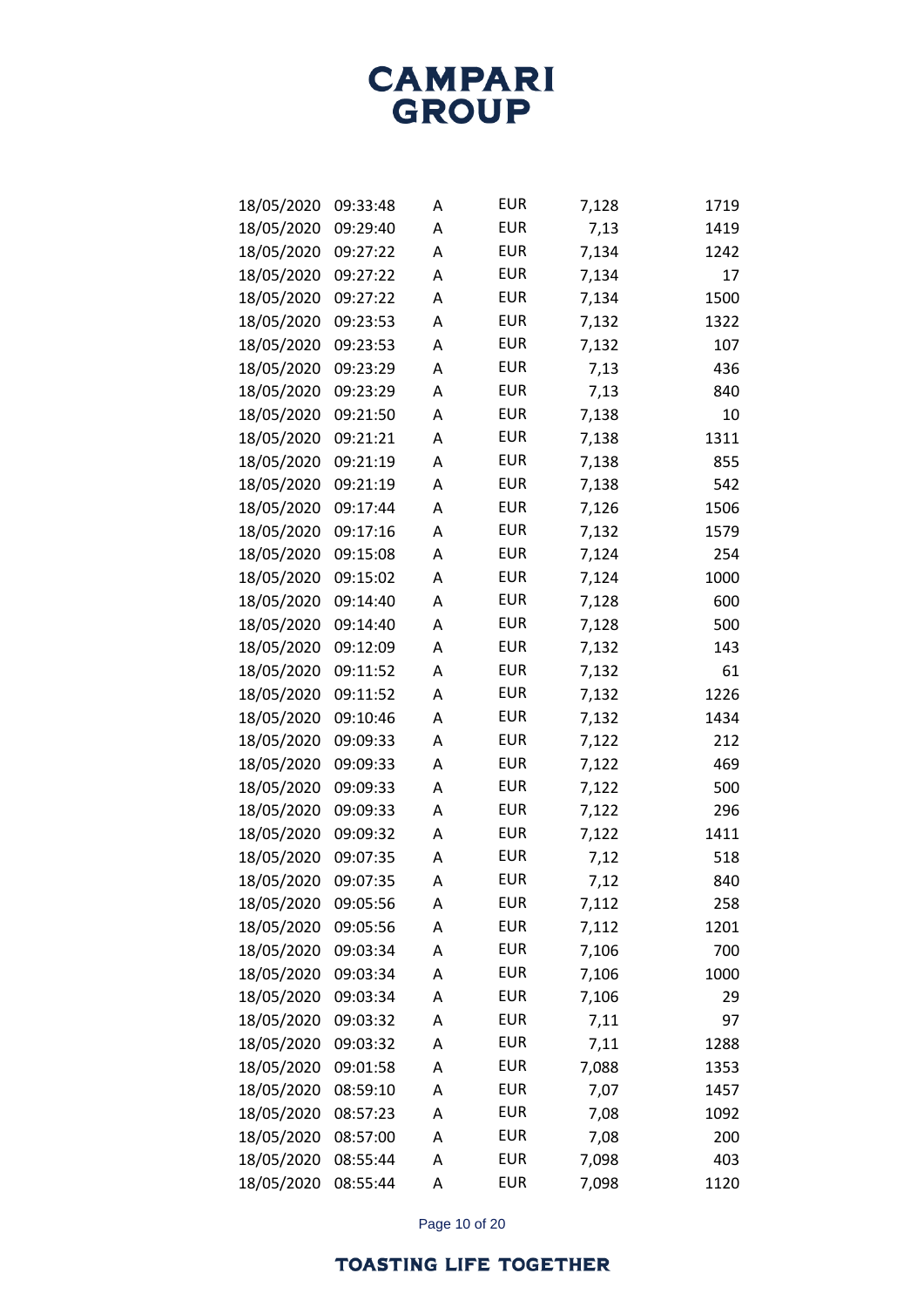| | | | | | |
|---|---|---|---|---|---|
| 18/05/2020 | 09:33:48 | A | EUR | 7,128 | 1719 |
| 18/05/2020 | 09:29:40 | A | EUR | 7,13 | 1419 |
| 18/05/2020 | 09:27:22 | A | EUR | 7,134 | 1242 |
| 18/05/2020 | 09:27:22 | A | EUR | 7,134 | 17 |
| 18/05/2020 | 09:27:22 | A | EUR | 7,134 | 1500 |
| 18/05/2020 | 09:23:53 | A | EUR | 7,132 | 1322 |
| 18/05/2020 | 09:23:53 | A | EUR | 7,132 | 107 |
| 18/05/2020 | 09:23:29 | A | EUR | 7,13 | 436 |
| 18/05/2020 | 09:23:29 | A | EUR | 7,13 | 840 |
| 18/05/2020 | 09:21:50 | A | EUR | 7,138 | 10 |
| 18/05/2020 | 09:21:21 | A | EUR | 7,138 | 1311 |
| 18/05/2020 | 09:21:19 | A | EUR | 7,138 | 855 |
| 18/05/2020 | 09:21:19 | A | EUR | 7,138 | 542 |
| 18/05/2020 | 09:17:44 | A | EUR | 7,126 | 1506 |
| 18/05/2020 | 09:17:16 | A | EUR | 7,132 | 1579 |
| 18/05/2020 | 09:15:08 | A | EUR | 7,124 | 254 |
| 18/05/2020 | 09:15:02 | A | EUR | 7,124 | 1000 |
| 18/05/2020 | 09:14:40 | A | EUR | 7,128 | 600 |
| 18/05/2020 | 09:14:40 | A | EUR | 7,128 | 500 |
| 18/05/2020 | 09:12:09 | A | EUR | 7,132 | 143 |
| 18/05/2020 | 09:11:52 | A | EUR | 7,132 | 61 |
| 18/05/2020 | 09:11:52 | A | EUR | 7,132 | 1226 |
| 18/05/2020 | 09:10:46 | A | EUR | 7,132 | 1434 |
| 18/05/2020 | 09:09:33 | A | EUR | 7,122 | 212 |
| 18/05/2020 | 09:09:33 | A | EUR | 7,122 | 469 |
| 18/05/2020 | 09:09:33 | A | EUR | 7,122 | 500 |
| 18/05/2020 | 09:09:33 | A | EUR | 7,122 | 296 |
| 18/05/2020 | 09:09:32 | A | EUR | 7,122 | 1411 |
| 18/05/2020 | 09:07:35 | A | EUR | 7,12 | 518 |
| 18/05/2020 | 09:07:35 | A | EUR | 7,12 | 840 |
| 18/05/2020 | 09:05:56 | A | EUR | 7,112 | 258 |
| 18/05/2020 | 09:05:56 | A | EUR | 7,112 | 1201 |
| 18/05/2020 | 09:03:34 | A | EUR | 7,106 | 700 |
| 18/05/2020 | 09:03:34 | A | EUR | 7,106 | 1000 |
| 18/05/2020 | 09:03:34 | A | EUR | 7,106 | 29 |
| 18/05/2020 | 09:03:32 | A | EUR | 7,11 | 97 |
| 18/05/2020 | 09:03:32 | A | EUR | 7,11 | 1288 |
| 18/05/2020 | 09:01:58 | A | EUR | 7,088 | 1353 |
| 18/05/2020 | 08:59:10 | A | EUR | 7,07 | 1457 |
| 18/05/2020 | 08:57:23 | A | EUR | 7,08 | 1092 |
| 18/05/2020 | 08:57:00 | A | EUR | 7,08 | 200 |
| 18/05/2020 | 08:55:44 | A | EUR | 7,098 | 403 |
| 18/05/2020 | 08:55:44 | A | EUR | 7,098 | 1120 |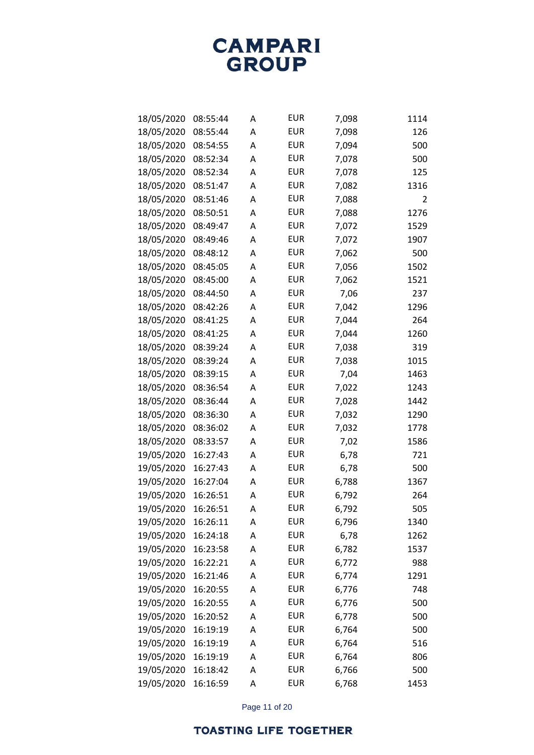| | | | | | |
|---|---|---|---|---|---|
| 18/05/2020 | 08:55:44 | A | EUR | 7,098 | 1114 |
| 18/05/2020 | 08:55:44 | A | EUR | 7,098 | 126 |
| 18/05/2020 | 08:54:55 | A | EUR | 7,094 | 500 |
| 18/05/2020 | 08:52:34 | A | EUR | 7,078 | 500 |
| 18/05/2020 | 08:52:34 | A | EUR | 7,078 | 125 |
| 18/05/2020 | 08:51:47 | A | EUR | 7,082 | 1316 |
| 18/05/2020 | 08:51:46 | A | EUR | 7,088 | 2 |
| 18/05/2020 | 08:50:51 | A | EUR | 7,088 | 1276 |
| 18/05/2020 | 08:49:47 | A | EUR | 7,072 | 1529 |
| 18/05/2020 | 08:49:46 | A | EUR | 7,072 | 1907 |
| 18/05/2020 | 08:48:12 | A | EUR | 7,062 | 500 |
| 18/05/2020 | 08:45:05 | A | EUR | 7,056 | 1502 |
| 18/05/2020 | 08:45:00 | A | EUR | 7,062 | 1521 |
| 18/05/2020 | 08:44:50 | A | EUR | 7,06 | 237 |
| 18/05/2020 | 08:42:26 | A | EUR | 7,042 | 1296 |
| 18/05/2020 | 08:41:25 | A | EUR | 7,044 | 264 |
| 18/05/2020 | 08:41:25 | A | EUR | 7,044 | 1260 |
| 18/05/2020 | 08:39:24 | A | EUR | 7,038 | 319 |
| 18/05/2020 | 08:39:24 | A | EUR | 7,038 | 1015 |
| 18/05/2020 | 08:39:15 | A | EUR | 7,04 | 1463 |
| 18/05/2020 | 08:36:54 | A | EUR | 7,022 | 1243 |
| 18/05/2020 | 08:36:44 | A | EUR | 7,028 | 1442 |
| 18/05/2020 | 08:36:30 | A | EUR | 7,032 | 1290 |
| 18/05/2020 | 08:36:02 | A | EUR | 7,032 | 1778 |
| 18/05/2020 | 08:33:57 | A | EUR | 7,02 | 1586 |
| 19/05/2020 | 16:27:43 | A | EUR | 6,78 | 721 |
| 19/05/2020 | 16:27:43 | A | EUR | 6,78 | 500 |
| 19/05/2020 | 16:27:04 | A | EUR | 6,788 | 1367 |
| 19/05/2020 | 16:26:51 | A | EUR | 6,792 | 264 |
| 19/05/2020 | 16:26:51 | A | EUR | 6,792 | 505 |
| 19/05/2020 | 16:26:11 | A | EUR | 6,796 | 1340 |
| 19/05/2020 | 16:24:18 | A | EUR | 6,78 | 1262 |
| 19/05/2020 | 16:23:58 | A | EUR | 6,782 | 1537 |
| 19/05/2020 | 16:22:21 | A | EUR | 6,772 | 988 |
| 19/05/2020 | 16:21:46 | A | EUR | 6,774 | 1291 |
| 19/05/2020 | 16:20:55 | A | EUR | 6,776 | 748 |
| 19/05/2020 | 16:20:55 | A | EUR | 6,776 | 500 |
| 19/05/2020 | 16:20:52 | A | EUR | 6,778 | 500 |
| 19/05/2020 | 16:19:19 | A | EUR | 6,764 | 500 |
| 19/05/2020 | 16:19:19 | A | EUR | 6,764 | 516 |
| 19/05/2020 | 16:19:19 | A | EUR | 6,764 | 806 |
| 19/05/2020 | 16:18:42 | A | EUR | 6,766 | 500 |
| 19/05/2020 | 16:16:59 | A | EUR | 6,768 | 1453 |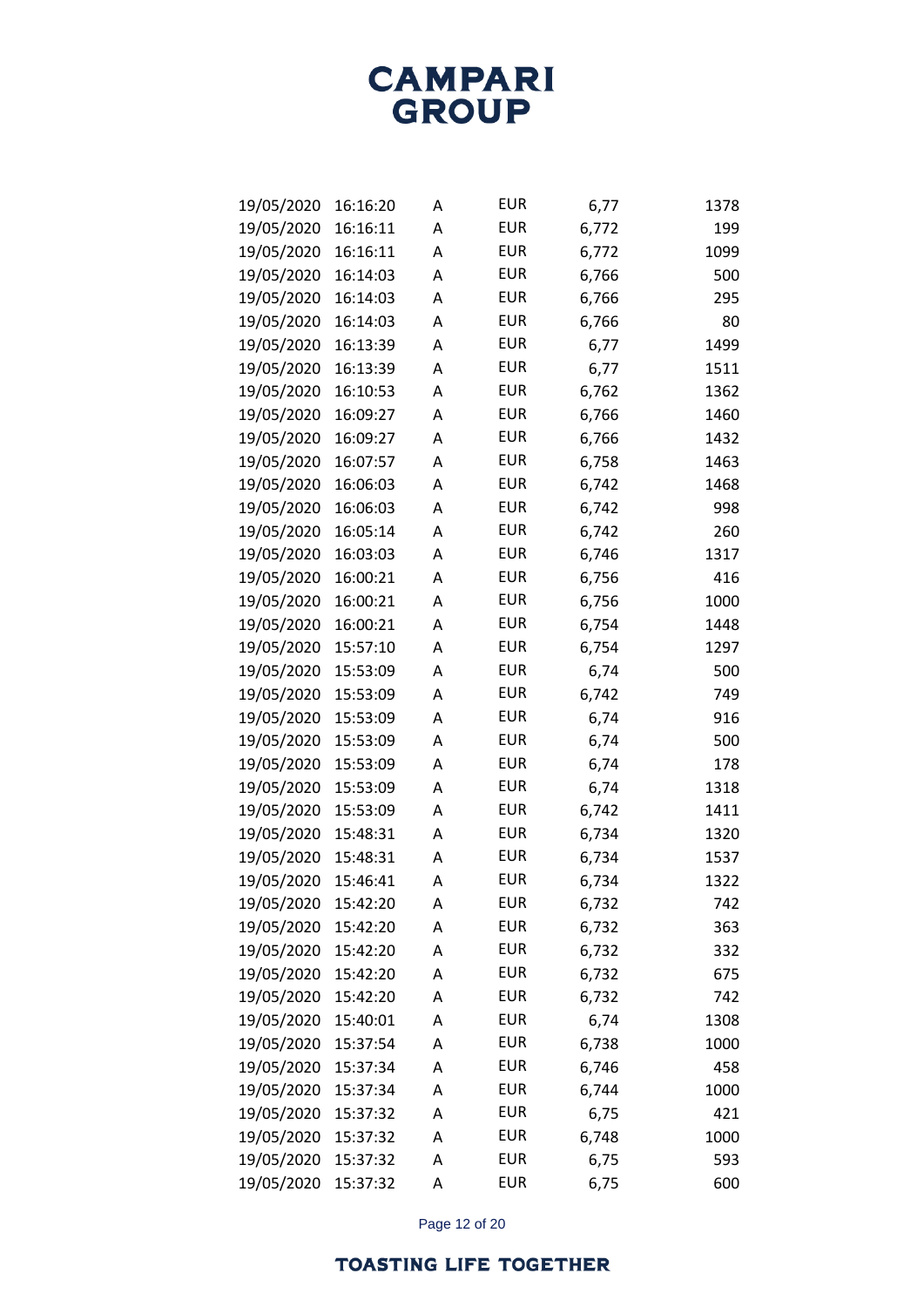| | | | | | |
|---|---|---|---|---|---|
| 19/05/2020 | 16:16:20 | A | EUR | 6,77 | 1378 |
| 19/05/2020 | 16:16:11 | A | EUR | 6,772 | 199 |
| 19/05/2020 | 16:16:11 | A | EUR | 6,772 | 1099 |
| 19/05/2020 | 16:14:03 | A | EUR | 6,766 | 500 |
| 19/05/2020 | 16:14:03 | A | EUR | 6,766 | 295 |
| 19/05/2020 | 16:14:03 | A | EUR | 6,766 | 80 |
| 19/05/2020 | 16:13:39 | A | EUR | 6,77 | 1499 |
| 19/05/2020 | 16:13:39 | A | EUR | 6,77 | 1511 |
| 19/05/2020 | 16:10:53 | A | EUR | 6,762 | 1362 |
| 19/05/2020 | 16:09:27 | A | EUR | 6,766 | 1460 |
| 19/05/2020 | 16:09:27 | A | EUR | 6,766 | 1432 |
| 19/05/2020 | 16:07:57 | A | EUR | 6,758 | 1463 |
| 19/05/2020 | 16:06:03 | A | EUR | 6,742 | 1468 |
| 19/05/2020 | 16:06:03 | A | EUR | 6,742 | 998 |
| 19/05/2020 | 16:05:14 | A | EUR | 6,742 | 260 |
| 19/05/2020 | 16:03:03 | A | EUR | 6,746 | 1317 |
| 19/05/2020 | 16:00:21 | A | EUR | 6,756 | 416 |
| 19/05/2020 | 16:00:21 | A | EUR | 6,756 | 1000 |
| 19/05/2020 | 16:00:21 | A | EUR | 6,754 | 1448 |
| 19/05/2020 | 15:57:10 | A | EUR | 6,754 | 1297 |
| 19/05/2020 | 15:53:09 | A | EUR | 6,74 | 500 |
| 19/05/2020 | 15:53:09 | A | EUR | 6,742 | 749 |
| 19/05/2020 | 15:53:09 | A | EUR | 6,74 | 916 |
| 19/05/2020 | 15:53:09 | A | EUR | 6,74 | 500 |
| 19/05/2020 | 15:53:09 | A | EUR | 6,74 | 178 |
| 19/05/2020 | 15:53:09 | A | EUR | 6,74 | 1318 |
| 19/05/2020 | 15:53:09 | A | EUR | 6,742 | 1411 |
| 19/05/2020 | 15:48:31 | A | EUR | 6,734 | 1320 |
| 19/05/2020 | 15:48:31 | A | EUR | 6,734 | 1537 |
| 19/05/2020 | 15:46:41 | A | EUR | 6,734 | 1322 |
| 19/05/2020 | 15:42:20 | A | EUR | 6,732 | 742 |
| 19/05/2020 | 15:42:20 | A | EUR | 6,732 | 363 |
| 19/05/2020 | 15:42:20 | A | EUR | 6,732 | 332 |
| 19/05/2020 | 15:42:20 | A | EUR | 6,732 | 675 |
| 19/05/2020 | 15:42:20 | A | EUR | 6,732 | 742 |
| 19/05/2020 | 15:40:01 | A | EUR | 6,74 | 1308 |
| 19/05/2020 | 15:37:54 | A | EUR | 6,738 | 1000 |
| 19/05/2020 | 15:37:34 | A | EUR | 6,746 | 458 |
| 19/05/2020 | 15:37:34 | A | EUR | 6,744 | 1000 |
| 19/05/2020 | 15:37:32 | A | EUR | 6,75 | 421 |
| 19/05/2020 | 15:37:32 | A | EUR | 6,748 | 1000 |
| 19/05/2020 | 15:37:32 | A | EUR | 6,75 | 593 |
| 19/05/2020 | 15:37:32 | A | EUR | 6,75 | 600 |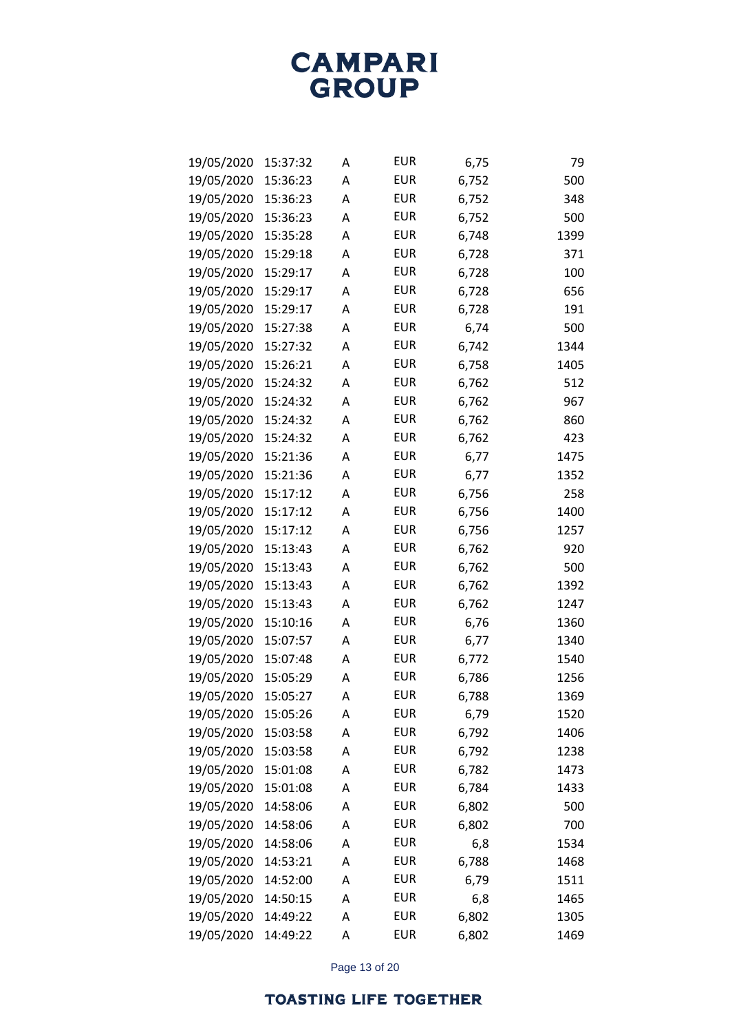| | | | | | |
|---|---|---|---|---|---|
| 19/05/2020 | 15:37:32 | A | EUR | 6,75 | 79 |
| 19/05/2020 | 15:36:23 | A | EUR | 6,752 | 500 |
| 19/05/2020 | 15:36:23 | A | EUR | 6,752 | 348 |
| 19/05/2020 | 15:36:23 | A | EUR | 6,752 | 500 |
| 19/05/2020 | 15:35:28 | A | EUR | 6,748 | 1399 |
| 19/05/2020 | 15:29:18 | A | EUR | 6,728 | 371 |
| 19/05/2020 | 15:29:17 | A | EUR | 6,728 | 100 |
| 19/05/2020 | 15:29:17 | A | EUR | 6,728 | 656 |
| 19/05/2020 | 15:29:17 | A | EUR | 6,728 | 191 |
| 19/05/2020 | 15:27:38 | A | EUR | 6,74 | 500 |
| 19/05/2020 | 15:27:32 | A | EUR | 6,742 | 1344 |
| 19/05/2020 | 15:26:21 | A | EUR | 6,758 | 1405 |
| 19/05/2020 | 15:24:32 | A | EUR | 6,762 | 512 |
| 19/05/2020 | 15:24:32 | A | EUR | 6,762 | 967 |
| 19/05/2020 | 15:24:32 | A | EUR | 6,762 | 860 |
| 19/05/2020 | 15:24:32 | A | EUR | 6,762 | 423 |
| 19/05/2020 | 15:21:36 | A | EUR | 6,77 | 1475 |
| 19/05/2020 | 15:21:36 | A | EUR | 6,77 | 1352 |
| 19/05/2020 | 15:17:12 | A | EUR | 6,756 | 258 |
| 19/05/2020 | 15:17:12 | A | EUR | 6,756 | 1400 |
| 19/05/2020 | 15:17:12 | A | EUR | 6,756 | 1257 |
| 19/05/2020 | 15:13:43 | A | EUR | 6,762 | 920 |
| 19/05/2020 | 15:13:43 | A | EUR | 6,762 | 500 |
| 19/05/2020 | 15:13:43 | A | EUR | 6,762 | 1392 |
| 19/05/2020 | 15:13:43 | A | EUR | 6,762 | 1247 |
| 19/05/2020 | 15:10:16 | A | EUR | 6,76 | 1360 |
| 19/05/2020 | 15:07:57 | A | EUR | 6,77 | 1340 |
| 19/05/2020 | 15:07:48 | A | EUR | 6,772 | 1540 |
| 19/05/2020 | 15:05:29 | A | EUR | 6,786 | 1256 |
| 19/05/2020 | 15:05:27 | A | EUR | 6,788 | 1369 |
| 19/05/2020 | 15:05:26 | A | EUR | 6,79 | 1520 |
| 19/05/2020 | 15:03:58 | A | EUR | 6,792 | 1406 |
| 19/05/2020 | 15:03:58 | A | EUR | 6,792 | 1238 |
| 19/05/2020 | 15:01:08 | A | EUR | 6,782 | 1473 |
| 19/05/2020 | 15:01:08 | A | EUR | 6,784 | 1433 |
| 19/05/2020 | 14:58:06 | A | EUR | 6,802 | 500 |
| 19/05/2020 | 14:58:06 | A | EUR | 6,802 | 700 |
| 19/05/2020 | 14:58:06 | A | EUR | 6,8 | 1534 |
| 19/05/2020 | 14:53:21 | A | EUR | 6,788 | 1468 |
| 19/05/2020 | 14:52:00 | A | EUR | 6,79 | 1511 |
| 19/05/2020 | 14:50:15 | A | EUR | 6,8 | 1465 |
| 19/05/2020 | 14:49:22 | A | EUR | 6,802 | 1305 |
| 19/05/2020 | 14:49:22 | A | EUR | 6,802 | 1469 |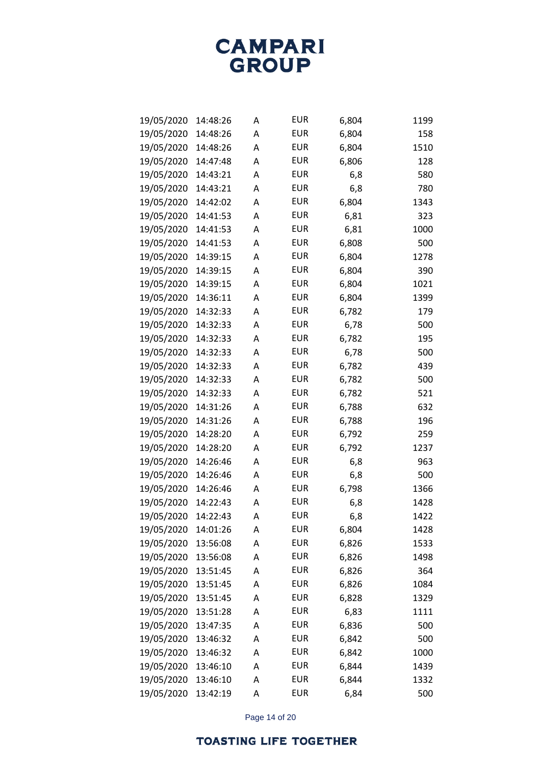| | | | | | |
|---|---|---|---|---|---|
| 19/05/2020 | 14:48:26 | A | EUR | 6,804 | 1199 |
| 19/05/2020 | 14:48:26 | A | EUR | 6,804 | 158 |
| 19/05/2020 | 14:48:26 | A | EUR | 6,804 | 1510 |
| 19/05/2020 | 14:47:48 | A | EUR | 6,806 | 128 |
| 19/05/2020 | 14:43:21 | A | EUR | 6,8 | 580 |
| 19/05/2020 | 14:43:21 | A | EUR | 6,8 | 780 |
| 19/05/2020 | 14:42:02 | A | EUR | 6,804 | 1343 |
| 19/05/2020 | 14:41:53 | A | EUR | 6,81 | 323 |
| 19/05/2020 | 14:41:53 | A | EUR | 6,81 | 1000 |
| 19/05/2020 | 14:41:53 | A | EUR | 6,808 | 500 |
| 19/05/2020 | 14:39:15 | A | EUR | 6,804 | 1278 |
| 19/05/2020 | 14:39:15 | A | EUR | 6,804 | 390 |
| 19/05/2020 | 14:39:15 | A | EUR | 6,804 | 1021 |
| 19/05/2020 | 14:36:11 | A | EUR | 6,804 | 1399 |
| 19/05/2020 | 14:32:33 | A | EUR | 6,782 | 179 |
| 19/05/2020 | 14:32:33 | A | EUR | 6,78 | 500 |
| 19/05/2020 | 14:32:33 | A | EUR | 6,782 | 195 |
| 19/05/2020 | 14:32:33 | A | EUR | 6,78 | 500 |
| 19/05/2020 | 14:32:33 | A | EUR | 6,782 | 439 |
| 19/05/2020 | 14:32:33 | A | EUR | 6,782 | 500 |
| 19/05/2020 | 14:32:33 | A | EUR | 6,782 | 521 |
| 19/05/2020 | 14:31:26 | A | EUR | 6,788 | 632 |
| 19/05/2020 | 14:31:26 | A | EUR | 6,788 | 196 |
| 19/05/2020 | 14:28:20 | A | EUR | 6,792 | 259 |
| 19/05/2020 | 14:28:20 | A | EUR | 6,792 | 1237 |
| 19/05/2020 | 14:26:46 | A | EUR | 6,8 | 963 |
| 19/05/2020 | 14:26:46 | A | EUR | 6,8 | 500 |
| 19/05/2020 | 14:26:46 | A | EUR | 6,798 | 1366 |
| 19/05/2020 | 14:22:43 | A | EUR | 6,8 | 1428 |
| 19/05/2020 | 14:22:43 | A | EUR | 6,8 | 1422 |
| 19/05/2020 | 14:01:26 | A | EUR | 6,804 | 1428 |
| 19/05/2020 | 13:56:08 | A | EUR | 6,826 | 1533 |
| 19/05/2020 | 13:56:08 | A | EUR | 6,826 | 1498 |
| 19/05/2020 | 13:51:45 | A | EUR | 6,826 | 364 |
| 19/05/2020 | 13:51:45 | A | EUR | 6,826 | 1084 |
| 19/05/2020 | 13:51:45 | A | EUR | 6,828 | 1329 |
| 19/05/2020 | 13:51:28 | A | EUR | 6,83 | 1111 |
| 19/05/2020 | 13:47:35 | A | EUR | 6,836 | 500 |
| 19/05/2020 | 13:46:32 | A | EUR | 6,842 | 500 |
| 19/05/2020 | 13:46:32 | A | EUR | 6,842 | 1000 |
| 19/05/2020 | 13:46:10 | A | EUR | 6,844 | 1439 |
| 19/05/2020 | 13:46:10 | A | EUR | 6,844 | 1332 |
| 19/05/2020 | 13:42:19 | A | EUR | 6,84 | 500 |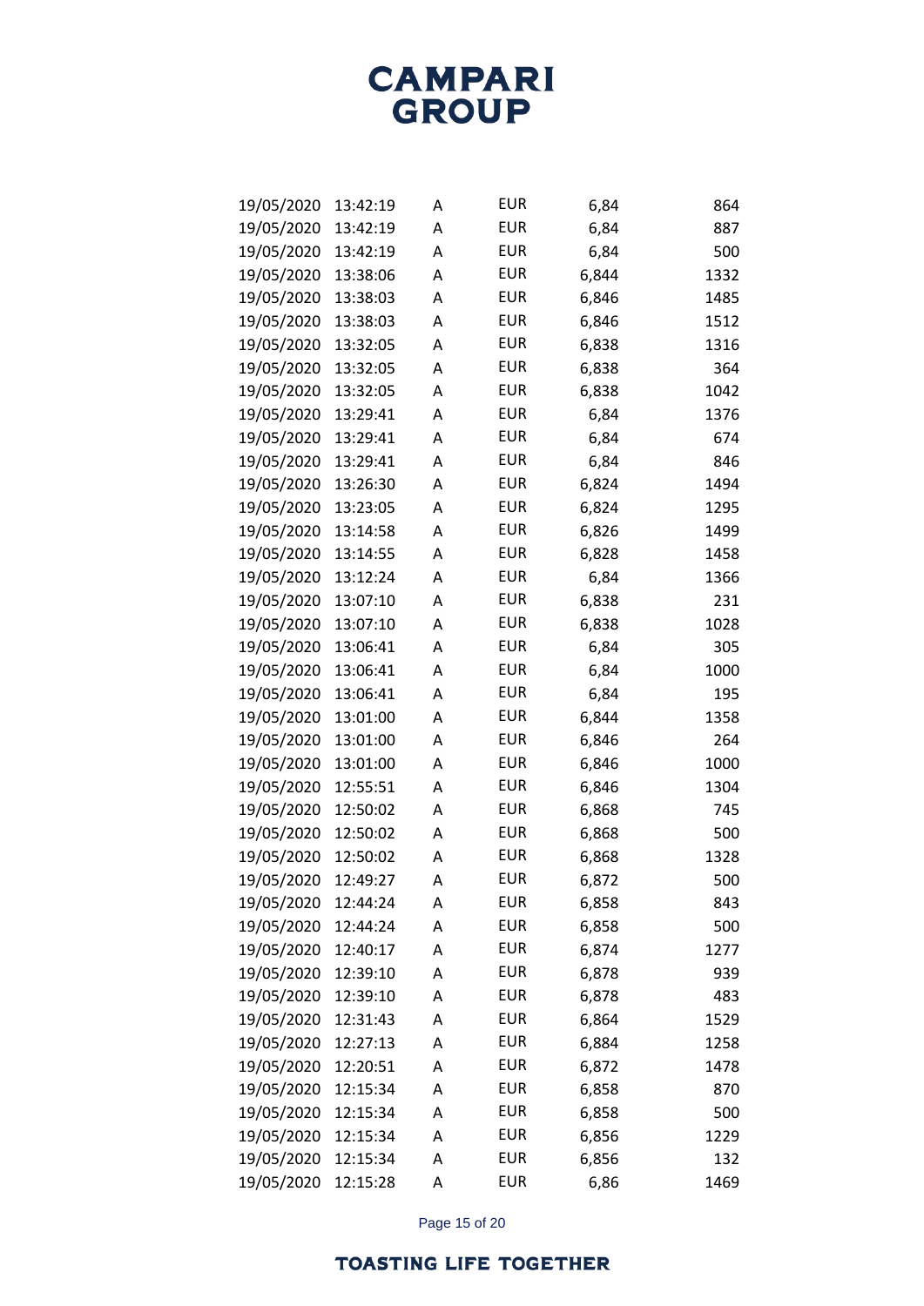| | | | | | |
|---|---|---|---|---|---|
| 19/05/2020 | 13:42:19 | A | EUR | 6,84 | 864 |
| 19/05/2020 | 13:42:19 | A | EUR | 6,84 | 887 |
| 19/05/2020 | 13:42:19 | A | EUR | 6,84 | 500 |
| 19/05/2020 | 13:38:06 | A | EUR | 6,844 | 1332 |
| 19/05/2020 | 13:38:03 | A | EUR | 6,846 | 1485 |
| 19/05/2020 | 13:38:03 | A | EUR | 6,846 | 1512 |
| 19/05/2020 | 13:32:05 | A | EUR | 6,838 | 1316 |
| 19/05/2020 | 13:32:05 | A | EUR | 6,838 | 364 |
| 19/05/2020 | 13:32:05 | A | EUR | 6,838 | 1042 |
| 19/05/2020 | 13:29:41 | A | EUR | 6,84 | 1376 |
| 19/05/2020 | 13:29:41 | A | EUR | 6,84 | 674 |
| 19/05/2020 | 13:29:41 | A | EUR | 6,84 | 846 |
| 19/05/2020 | 13:26:30 | A | EUR | 6,824 | 1494 |
| 19/05/2020 | 13:23:05 | A | EUR | 6,824 | 1295 |
| 19/05/2020 | 13:14:58 | A | EUR | 6,826 | 1499 |
| 19/05/2020 | 13:14:55 | A | EUR | 6,828 | 1458 |
| 19/05/2020 | 13:12:24 | A | EUR | 6,84 | 1366 |
| 19/05/2020 | 13:07:10 | A | EUR | 6,838 | 231 |
| 19/05/2020 | 13:07:10 | A | EUR | 6,838 | 1028 |
| 19/05/2020 | 13:06:41 | A | EUR | 6,84 | 305 |
| 19/05/2020 | 13:06:41 | A | EUR | 6,84 | 1000 |
| 19/05/2020 | 13:06:41 | A | EUR | 6,84 | 195 |
| 19/05/2020 | 13:01:00 | A | EUR | 6,844 | 1358 |
| 19/05/2020 | 13:01:00 | A | EUR | 6,846 | 264 |
| 19/05/2020 | 13:01:00 | A | EUR | 6,846 | 1000 |
| 19/05/2020 | 12:55:51 | A | EUR | 6,846 | 1304 |
| 19/05/2020 | 12:50:02 | A | EUR | 6,868 | 745 |
| 19/05/2020 | 12:50:02 | A | EUR | 6,868 | 500 |
| 19/05/2020 | 12:50:02 | A | EUR | 6,868 | 1328 |
| 19/05/2020 | 12:49:27 | A | EUR | 6,872 | 500 |
| 19/05/2020 | 12:44:24 | A | EUR | 6,858 | 843 |
| 19/05/2020 | 12:44:24 | A | EUR | 6,858 | 500 |
| 19/05/2020 | 12:40:17 | A | EUR | 6,874 | 1277 |
| 19/05/2020 | 12:39:10 | A | EUR | 6,878 | 939 |
| 19/05/2020 | 12:39:10 | A | EUR | 6,878 | 483 |
| 19/05/2020 | 12:31:43 | A | EUR | 6,864 | 1529 |
| 19/05/2020 | 12:27:13 | A | EUR | 6,884 | 1258 |
| 19/05/2020 | 12:20:51 | A | EUR | 6,872 | 1478 |
| 19/05/2020 | 12:15:34 | A | EUR | 6,858 | 870 |
| 19/05/2020 | 12:15:34 | A | EUR | 6,858 | 500 |
| 19/05/2020 | 12:15:34 | A | EUR | 6,856 | 1229 |
| 19/05/2020 | 12:15:34 | A | EUR | 6,856 | 132 |
| 19/05/2020 | 12:15:28 | A | EUR | 6,86 | 1469 |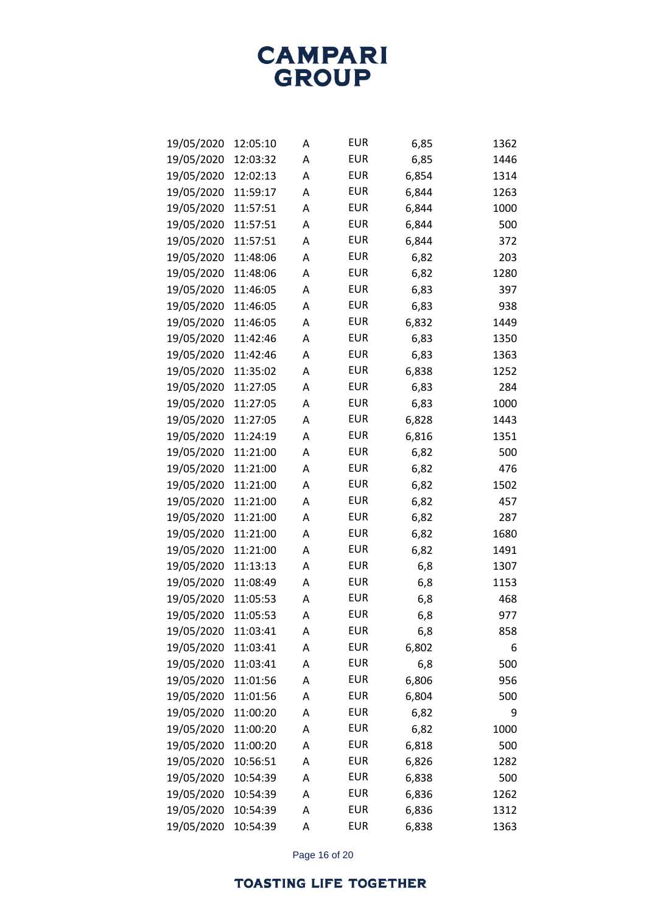| | | | | | |
|---|---|---|---|---|---|
| 19/05/2020 | 12:05:10 | A | EUR | 6,85 | 1362 |
| 19/05/2020 | 12:03:32 | A | EUR | 6,85 | 1446 |
| 19/05/2020 | 12:02:13 | A | EUR | 6,854 | 1314 |
| 19/05/2020 | 11:59:17 | A | EUR | 6,844 | 1263 |
| 19/05/2020 | 11:57:51 | A | EUR | 6,844 | 1000 |
| 19/05/2020 | 11:57:51 | A | EUR | 6,844 | 500 |
| 19/05/2020 | 11:57:51 | A | EUR | 6,844 | 372 |
| 19/05/2020 | 11:48:06 | A | EUR | 6,82 | 203 |
| 19/05/2020 | 11:48:06 | A | EUR | 6,82 | 1280 |
| 19/05/2020 | 11:46:05 | A | EUR | 6,83 | 397 |
| 19/05/2020 | 11:46:05 | A | EUR | 6,83 | 938 |
| 19/05/2020 | 11:46:05 | A | EUR | 6,832 | 1449 |
| 19/05/2020 | 11:42:46 | A | EUR | 6,83 | 1350 |
| 19/05/2020 | 11:42:46 | A | EUR | 6,83 | 1363 |
| 19/05/2020 | 11:35:02 | A | EUR | 6,838 | 1252 |
| 19/05/2020 | 11:27:05 | A | EUR | 6,83 | 284 |
| 19/05/2020 | 11:27:05 | A | EUR | 6,83 | 1000 |
| 19/05/2020 | 11:27:05 | A | EUR | 6,828 | 1443 |
| 19/05/2020 | 11:24:19 | A | EUR | 6,816 | 1351 |
| 19/05/2020 | 11:21:00 | A | EUR | 6,82 | 500 |
| 19/05/2020 | 11:21:00 | A | EUR | 6,82 | 476 |
| 19/05/2020 | 11:21:00 | A | EUR | 6,82 | 1502 |
| 19/05/2020 | 11:21:00 | A | EUR | 6,82 | 457 |
| 19/05/2020 | 11:21:00 | A | EUR | 6,82 | 287 |
| 19/05/2020 | 11:21:00 | A | EUR | 6,82 | 1680 |
| 19/05/2020 | 11:21:00 | A | EUR | 6,82 | 1491 |
| 19/05/2020 | 11:13:13 | A | EUR | 6,8 | 1307 |
| 19/05/2020 | 11:08:49 | A | EUR | 6,8 | 1153 |
| 19/05/2020 | 11:05:53 | A | EUR | 6,8 | 468 |
| 19/05/2020 | 11:05:53 | A | EUR | 6,8 | 977 |
| 19/05/2020 | 11:03:41 | A | EUR | 6,8 | 858 |
| 19/05/2020 | 11:03:41 | A | EUR | 6,802 | 6 |
| 19/05/2020 | 11:03:41 | A | EUR | 6,8 | 500 |
| 19/05/2020 | 11:01:56 | A | EUR | 6,806 | 956 |
| 19/05/2020 | 11:01:56 | A | EUR | 6,804 | 500 |
| 19/05/2020 | 11:00:20 | A | EUR | 6,82 | 9 |
| 19/05/2020 | 11:00:20 | A | EUR | 6,82 | 1000 |
| 19/05/2020 | 11:00:20 | A | EUR | 6,818 | 500 |
| 19/05/2020 | 10:56:51 | A | EUR | 6,826 | 1282 |
| 19/05/2020 | 10:54:39 | A | EUR | 6,838 | 500 |
| 19/05/2020 | 10:54:39 | A | EUR | 6,836 | 1262 |
| 19/05/2020 | 10:54:39 | A | EUR | 6,836 | 1312 |
| 19/05/2020 | 10:54:39 | A | EUR | 6,838 | 1363 |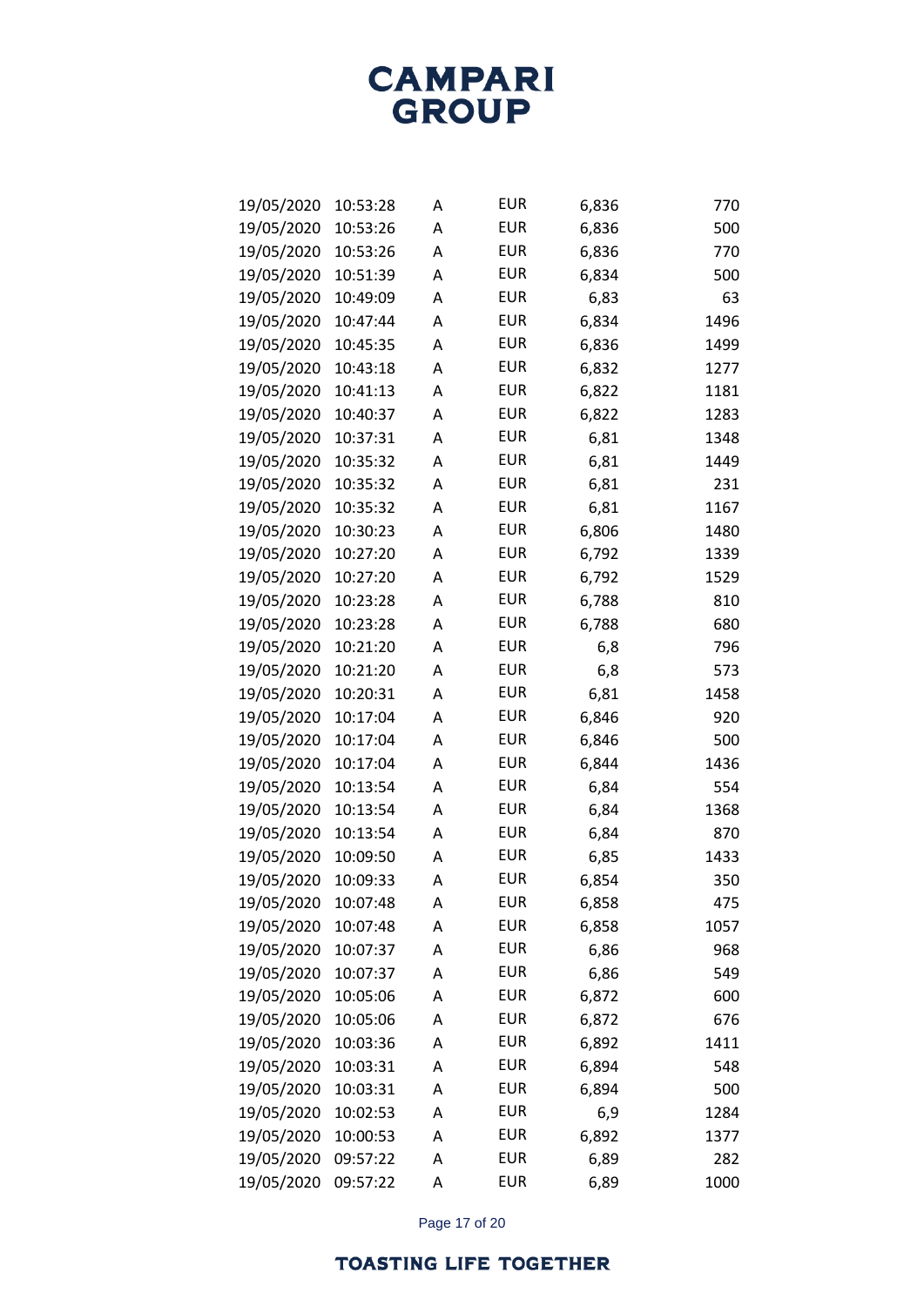| | | | | | |
|---|---|---|---|---|---|
| 19/05/2020 | 10:53:28 | A | EUR | 6,836 | 770 |
| 19/05/2020 | 10:53:26 | A | EUR | 6,836 | 500 |
| 19/05/2020 | 10:53:26 | A | EUR | 6,836 | 770 |
| 19/05/2020 | 10:51:39 | A | EUR | 6,834 | 500 |
| 19/05/2020 | 10:49:09 | A | EUR | 6,83 | 63 |
| 19/05/2020 | 10:47:44 | A | EUR | 6,834 | 1496 |
| 19/05/2020 | 10:45:35 | A | EUR | 6,836 | 1499 |
| 19/05/2020 | 10:43:18 | A | EUR | 6,832 | 1277 |
| 19/05/2020 | 10:41:13 | A | EUR | 6,822 | 1181 |
| 19/05/2020 | 10:40:37 | A | EUR | 6,822 | 1283 |
| 19/05/2020 | 10:37:31 | A | EUR | 6,81 | 1348 |
| 19/05/2020 | 10:35:32 | A | EUR | 6,81 | 1449 |
| 19/05/2020 | 10:35:32 | A | EUR | 6,81 | 231 |
| 19/05/2020 | 10:35:32 | A | EUR | 6,81 | 1167 |
| 19/05/2020 | 10:30:23 | A | EUR | 6,806 | 1480 |
| 19/05/2020 | 10:27:20 | A | EUR | 6,792 | 1339 |
| 19/05/2020 | 10:27:20 | A | EUR | 6,792 | 1529 |
| 19/05/2020 | 10:23:28 | A | EUR | 6,788 | 810 |
| 19/05/2020 | 10:23:28 | A | EUR | 6,788 | 680 |
| 19/05/2020 | 10:21:20 | A | EUR | 6,8 | 796 |
| 19/05/2020 | 10:21:20 | A | EUR | 6,8 | 573 |
| 19/05/2020 | 10:20:31 | A | EUR | 6,81 | 1458 |
| 19/05/2020 | 10:17:04 | A | EUR | 6,846 | 920 |
| 19/05/2020 | 10:17:04 | A | EUR | 6,846 | 500 |
| 19/05/2020 | 10:17:04 | A | EUR | 6,844 | 1436 |
| 19/05/2020 | 10:13:54 | A | EUR | 6,84 | 554 |
| 19/05/2020 | 10:13:54 | A | EUR | 6,84 | 1368 |
| 19/05/2020 | 10:13:54 | A | EUR | 6,84 | 870 |
| 19/05/2020 | 10:09:50 | A | EUR | 6,85 | 1433 |
| 19/05/2020 | 10:09:33 | A | EUR | 6,854 | 350 |
| 19/05/2020 | 10:07:48 | A | EUR | 6,858 | 475 |
| 19/05/2020 | 10:07:48 | A | EUR | 6,858 | 1057 |
| 19/05/2020 | 10:07:37 | A | EUR | 6,86 | 968 |
| 19/05/2020 | 10:07:37 | A | EUR | 6,86 | 549 |
| 19/05/2020 | 10:05:06 | A | EUR | 6,872 | 600 |
| 19/05/2020 | 10:05:06 | A | EUR | 6,872 | 676 |
| 19/05/2020 | 10:03:36 | A | EUR | 6,892 | 1411 |
| 19/05/2020 | 10:03:31 | A | EUR | 6,894 | 548 |
| 19/05/2020 | 10:03:31 | A | EUR | 6,894 | 500 |
| 19/05/2020 | 10:02:53 | A | EUR | 6,9 | 1284 |
| 19/05/2020 | 10:00:53 | A | EUR | 6,892 | 1377 |
| 19/05/2020 | 09:57:22 | A | EUR | 6,89 | 282 |
| 19/05/2020 | 09:57:22 | A | EUR | 6,89 | 1000 |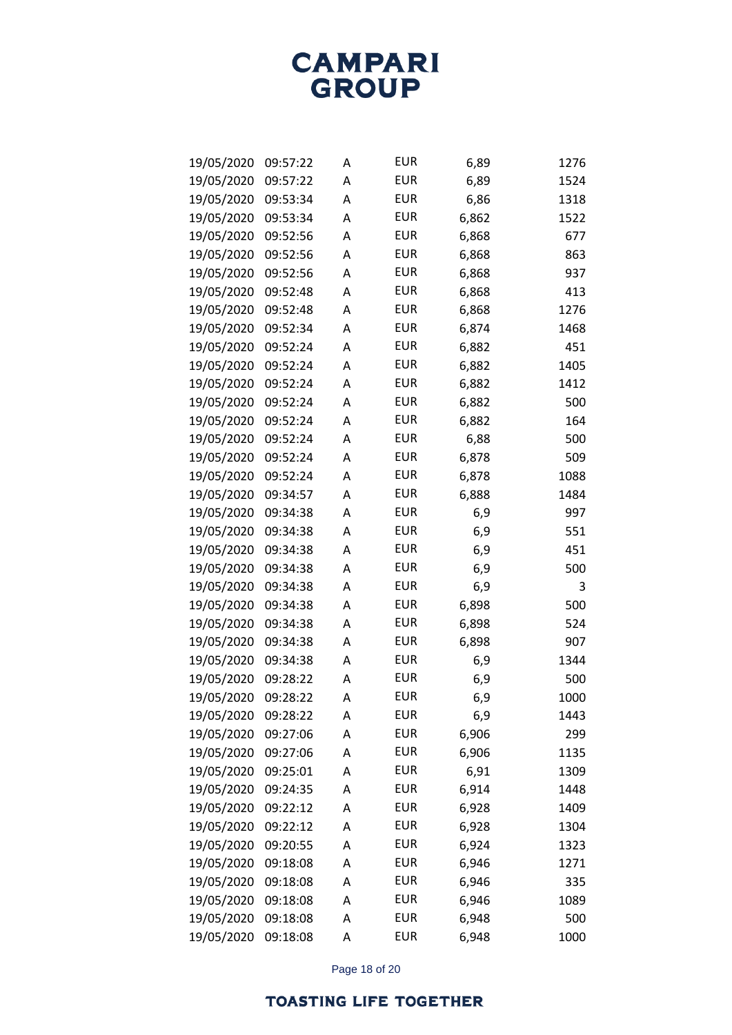| | | | | | |
|---|---|---|---|---|---|
| 19/05/2020 | 09:57:22 | A | EUR | 6,89 | 1276 |
| 19/05/2020 | 09:57:22 | A | EUR | 6,89 | 1524 |
| 19/05/2020 | 09:53:34 | A | EUR | 6,86 | 1318 |
| 19/05/2020 | 09:53:34 | A | EUR | 6,862 | 1522 |
| 19/05/2020 | 09:52:56 | A | EUR | 6,868 | 677 |
| 19/05/2020 | 09:52:56 | A | EUR | 6,868 | 863 |
| 19/05/2020 | 09:52:56 | A | EUR | 6,868 | 937 |
| 19/05/2020 | 09:52:48 | A | EUR | 6,868 | 413 |
| 19/05/2020 | 09:52:48 | A | EUR | 6,868 | 1276 |
| 19/05/2020 | 09:52:34 | A | EUR | 6,874 | 1468 |
| 19/05/2020 | 09:52:24 | A | EUR | 6,882 | 451 |
| 19/05/2020 | 09:52:24 | A | EUR | 6,882 | 1405 |
| 19/05/2020 | 09:52:24 | A | EUR | 6,882 | 1412 |
| 19/05/2020 | 09:52:24 | A | EUR | 6,882 | 500 |
| 19/05/2020 | 09:52:24 | A | EUR | 6,882 | 164 |
| 19/05/2020 | 09:52:24 | A | EUR | 6,88 | 500 |
| 19/05/2020 | 09:52:24 | A | EUR | 6,878 | 509 |
| 19/05/2020 | 09:52:24 | A | EUR | 6,878 | 1088 |
| 19/05/2020 | 09:34:57 | A | EUR | 6,888 | 1484 |
| 19/05/2020 | 09:34:38 | A | EUR | 6,9 | 997 |
| 19/05/2020 | 09:34:38 | A | EUR | 6,9 | 551 |
| 19/05/2020 | 09:34:38 | A | EUR | 6,9 | 451 |
| 19/05/2020 | 09:34:38 | A | EUR | 6,9 | 500 |
| 19/05/2020 | 09:34:38 | A | EUR | 6,9 | 3 |
| 19/05/2020 | 09:34:38 | A | EUR | 6,898 | 500 |
| 19/05/2020 | 09:34:38 | A | EUR | 6,898 | 524 |
| 19/05/2020 | 09:34:38 | A | EUR | 6,898 | 907 |
| 19/05/2020 | 09:34:38 | A | EUR | 6,9 | 1344 |
| 19/05/2020 | 09:28:22 | A | EUR | 6,9 | 500 |
| 19/05/2020 | 09:28:22 | A | EUR | 6,9 | 1000 |
| 19/05/2020 | 09:28:22 | A | EUR | 6,9 | 1443 |
| 19/05/2020 | 09:27:06 | A | EUR | 6,906 | 299 |
| 19/05/2020 | 09:27:06 | A | EUR | 6,906 | 1135 |
| 19/05/2020 | 09:25:01 | A | EUR | 6,91 | 1309 |
| 19/05/2020 | 09:24:35 | A | EUR | 6,914 | 1448 |
| 19/05/2020 | 09:22:12 | A | EUR | 6,928 | 1409 |
| 19/05/2020 | 09:22:12 | A | EUR | 6,928 | 1304 |
| 19/05/2020 | 09:20:55 | A | EUR | 6,924 | 1323 |
| 19/05/2020 | 09:18:08 | A | EUR | 6,946 | 1271 |
| 19/05/2020 | 09:18:08 | A | EUR | 6,946 | 335 |
| 19/05/2020 | 09:18:08 | A | EUR | 6,946 | 1089 |
| 19/05/2020 | 09:18:08 | A | EUR | 6,948 | 500 |
| 19/05/2020 | 09:18:08 | A | EUR | 6,948 | 1000 |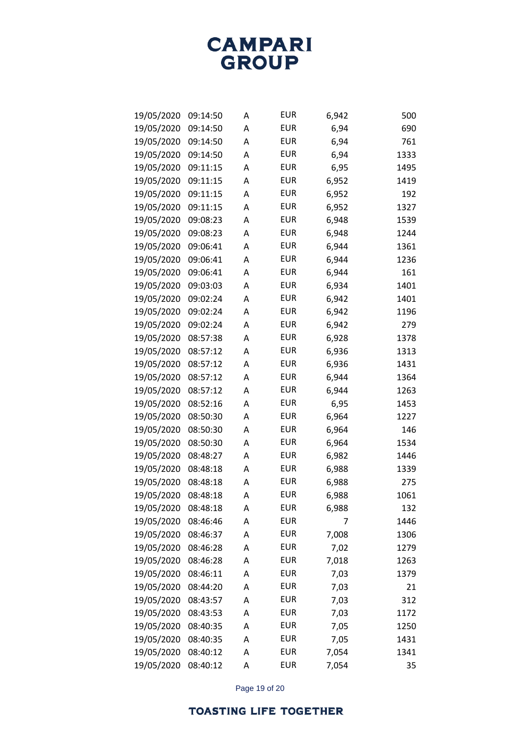| | | | | | |
|---|---|---|---|---|---|
| 19/05/2020 | 09:14:50 | A | EUR | 6,942 | 500 |
| 19/05/2020 | 09:14:50 | A | EUR | 6,94 | 690 |
| 19/05/2020 | 09:14:50 | A | EUR | 6,94 | 761 |
| 19/05/2020 | 09:14:50 | A | EUR | 6,94 | 1333 |
| 19/05/2020 | 09:11:15 | A | EUR | 6,95 | 1495 |
| 19/05/2020 | 09:11:15 | A | EUR | 6,952 | 1419 |
| 19/05/2020 | 09:11:15 | A | EUR | 6,952 | 192 |
| 19/05/2020 | 09:11:15 | A | EUR | 6,952 | 1327 |
| 19/05/2020 | 09:08:23 | A | EUR | 6,948 | 1539 |
| 19/05/2020 | 09:08:23 | A | EUR | 6,948 | 1244 |
| 19/05/2020 | 09:06:41 | A | EUR | 6,944 | 1361 |
| 19/05/2020 | 09:06:41 | A | EUR | 6,944 | 1236 |
| 19/05/2020 | 09:06:41 | A | EUR | 6,944 | 161 |
| 19/05/2020 | 09:03:03 | A | EUR | 6,934 | 1401 |
| 19/05/2020 | 09:02:24 | A | EUR | 6,942 | 1401 |
| 19/05/2020 | 09:02:24 | A | EUR | 6,942 | 1196 |
| 19/05/2020 | 09:02:24 | A | EUR | 6,942 | 279 |
| 19/05/2020 | 08:57:38 | A | EUR | 6,928 | 1378 |
| 19/05/2020 | 08:57:12 | A | EUR | 6,936 | 1313 |
| 19/05/2020 | 08:57:12 | A | EUR | 6,936 | 1431 |
| 19/05/2020 | 08:57:12 | A | EUR | 6,944 | 1364 |
| 19/05/2020 | 08:57:12 | A | EUR | 6,944 | 1263 |
| 19/05/2020 | 08:52:16 | A | EUR | 6,95 | 1453 |
| 19/05/2020 | 08:50:30 | A | EUR | 6,964 | 1227 |
| 19/05/2020 | 08:50:30 | A | EUR | 6,964 | 146 |
| 19/05/2020 | 08:50:30 | A | EUR | 6,964 | 1534 |
| 19/05/2020 | 08:48:27 | A | EUR | 6,982 | 1446 |
| 19/05/2020 | 08:48:18 | A | EUR | 6,988 | 1339 |
| 19/05/2020 | 08:48:18 | A | EUR | 6,988 | 275 |
| 19/05/2020 | 08:48:18 | A | EUR | 6,988 | 1061 |
| 19/05/2020 | 08:48:18 | A | EUR | 6,988 | 132 |
| 19/05/2020 | 08:46:46 | A | EUR | 7 | 1446 |
| 19/05/2020 | 08:46:37 | A | EUR | 7,008 | 1306 |
| 19/05/2020 | 08:46:28 | A | EUR | 7,02 | 1279 |
| 19/05/2020 | 08:46:28 | A | EUR | 7,018 | 1263 |
| 19/05/2020 | 08:46:11 | A | EUR | 7,03 | 1379 |
| 19/05/2020 | 08:44:20 | A | EUR | 7,03 | 21 |
| 19/05/2020 | 08:43:57 | A | EUR | 7,03 | 312 |
| 19/05/2020 | 08:43:53 | A | EUR | 7,03 | 1172 |
| 19/05/2020 | 08:40:35 | A | EUR | 7,05 | 1250 |
| 19/05/2020 | 08:40:35 | A | EUR | 7,05 | 1431 |
| 19/05/2020 | 08:40:12 | A | EUR | 7,054 | 1341 |
| 19/05/2020 | 08:40:12 | A | EUR | 7,054 | 35 |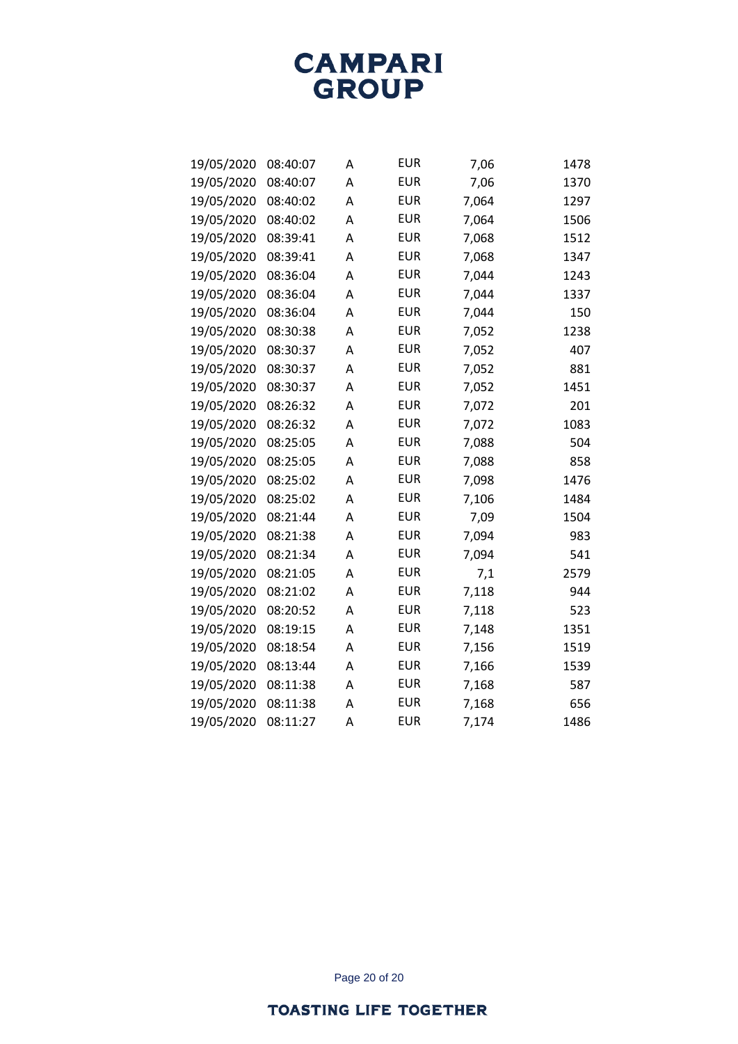| | | | | | |
|---|---|---|---|---|---|
| 19/05/2020 | 08:40:07 | A | EUR | 7,06 | 1478 |
| 19/05/2020 | 08:40:07 | A | EUR | 7,06 | 1370 |
| 19/05/2020 | 08:40:02 | A | EUR | 7,064 | 1297 |
| 19/05/2020 | 08:40:02 | A | EUR | 7,064 | 1506 |
| 19/05/2020 | 08:39:41 | A | EUR | 7,068 | 1512 |
| 19/05/2020 | 08:39:41 | A | EUR | 7,068 | 1347 |
| 19/05/2020 | 08:36:04 | A | EUR | 7,044 | 1243 |
| 19/05/2020 | 08:36:04 | A | EUR | 7,044 | 1337 |
| 19/05/2020 | 08:36:04 | A | EUR | 7,044 | 150 |
| 19/05/2020 | 08:30:38 | A | EUR | 7,052 | 1238 |
| 19/05/2020 | 08:30:37 | A | EUR | 7,052 | 407 |
| 19/05/2020 | 08:30:37 | A | EUR | 7,052 | 881 |
| 19/05/2020 | 08:30:37 | A | EUR | 7,052 | 1451 |
| 19/05/2020 | 08:26:32 | A | EUR | 7,072 | 201 |
| 19/05/2020 | 08:26:32 | A | EUR | 7,072 | 1083 |
| 19/05/2020 | 08:25:05 | A | EUR | 7,088 | 504 |
| 19/05/2020 | 08:25:05 | A | EUR | 7,088 | 858 |
| 19/05/2020 | 08:25:02 | A | EUR | 7,098 | 1476 |
| 19/05/2020 | 08:25:02 | A | EUR | 7,106 | 1484 |
| 19/05/2020 | 08:21:44 | A | EUR | 7,09 | 1504 |
| 19/05/2020 | 08:21:38 | A | EUR | 7,094 | 983 |
| 19/05/2020 | 08:21:34 | A | EUR | 7,094 | 541 |
| 19/05/2020 | 08:21:05 | A | EUR | 7,1 | 2579 |
| 19/05/2020 | 08:21:02 | A | EUR | 7,118 | 944 |
| 19/05/2020 | 08:20:52 | A | EUR | 7,118 | 523 |
| 19/05/2020 | 08:19:15 | A | EUR | 7,148 | 1351 |
| 19/05/2020 | 08:18:54 | A | EUR | 7,156 | 1519 |
| 19/05/2020 | 08:13:44 | A | EUR | 7,166 | 1539 |
| 19/05/2020 | 08:11:38 | A | EUR | 7,168 | 587 |
| 19/05/2020 | 08:11:38 | A | EUR | 7,168 | 656 |
| 19/05/2020 | 08:11:27 | A | EUR | 7,174 | 1486 |